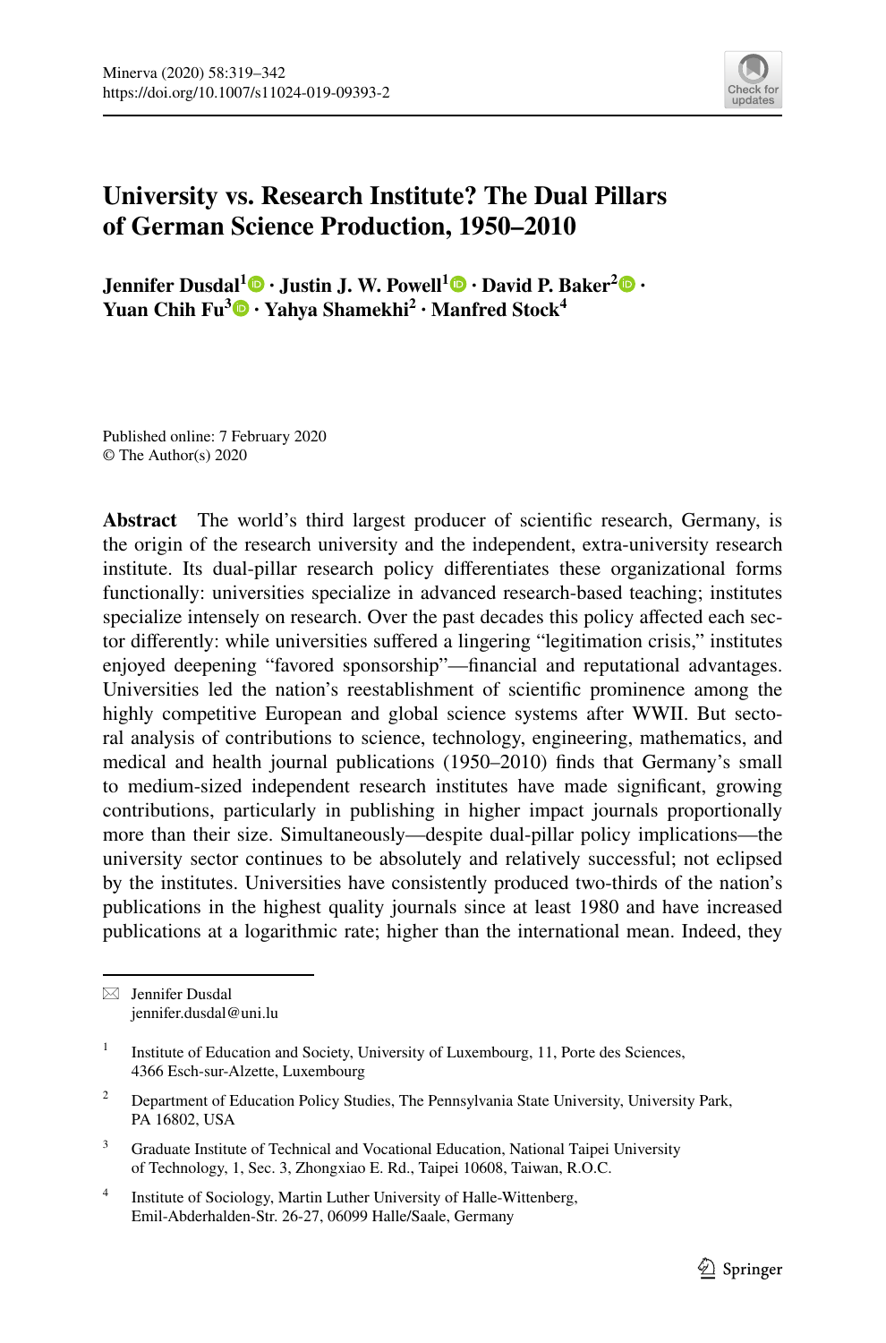# University vs. Research Institute? The Dual Pillars of German Science Production, 1950–2010

**Jennifer Dusdal[1] · Justin J. W. Powell[1] · David P. Baker[2] · Yuan Chih Fu[3] · Yahya Shamekhi[2] · Manfred Stock[4]**

Published online: 7 February 2020
© The Author(s) 2020

**Abstract** The world's third largest producer of scientific research, Germany, is the origin of the research university and the independent, extra-university research institute. Its dual-pillar research policy differentiates these organizational forms functionally: universities specialize in advanced research-based teaching; institutes specialize intensely on research. Over the past decades this policy affected each sector differently: while universities suffered a lingering "legitimation crisis," institutes enjoyed deepening "favored sponsorship"—financial and reputational advantages. Universities led the nation's reestablishment of scientific prominence among the highly competitive European and global science systems after WWII. But sectoral analysis of contributions to science, technology, engineering, mathematics, and medical and health journal publications (1950–2010) finds that Germany's small to medium-sized independent research institutes have made significant, growing contributions, particularly in publishing in higher impact journals proportionally more than their size. Simultaneously—despite dual-pillar policy implications—the university sector continues to be absolutely and relatively successful; not eclipsed by the institutes. Universities have consistently produced two-thirds of the nation's publications in the highest quality journals since at least 1980 and have increased publications at a logarithmic rate; higher than the international mean. Indeed, they

---

✉ Jennifer Dusdal
jennifer.dusdal@uni.lu

[1] Institute of Education and Society, University of Luxembourg, 11, Porte des Sciences, 4366 Esch-sur-Alzette, Luxembourg

[2] Department of Education Policy Studies, The Pennsylvania State University, University Park, PA 16802, USA

[3] Graduate Institute of Technical and Vocational Education, National Taipei University of Technology, 1, Sec. 3, Zhongxiao E. Rd., Taipei 10608, Taiwan, R.O.C.

[4] Institute of Sociology, Martin Luther University of Halle-Wittenberg, Emil-Abderhalden-Str. 26-27, 06099 Halle/Saale, Germany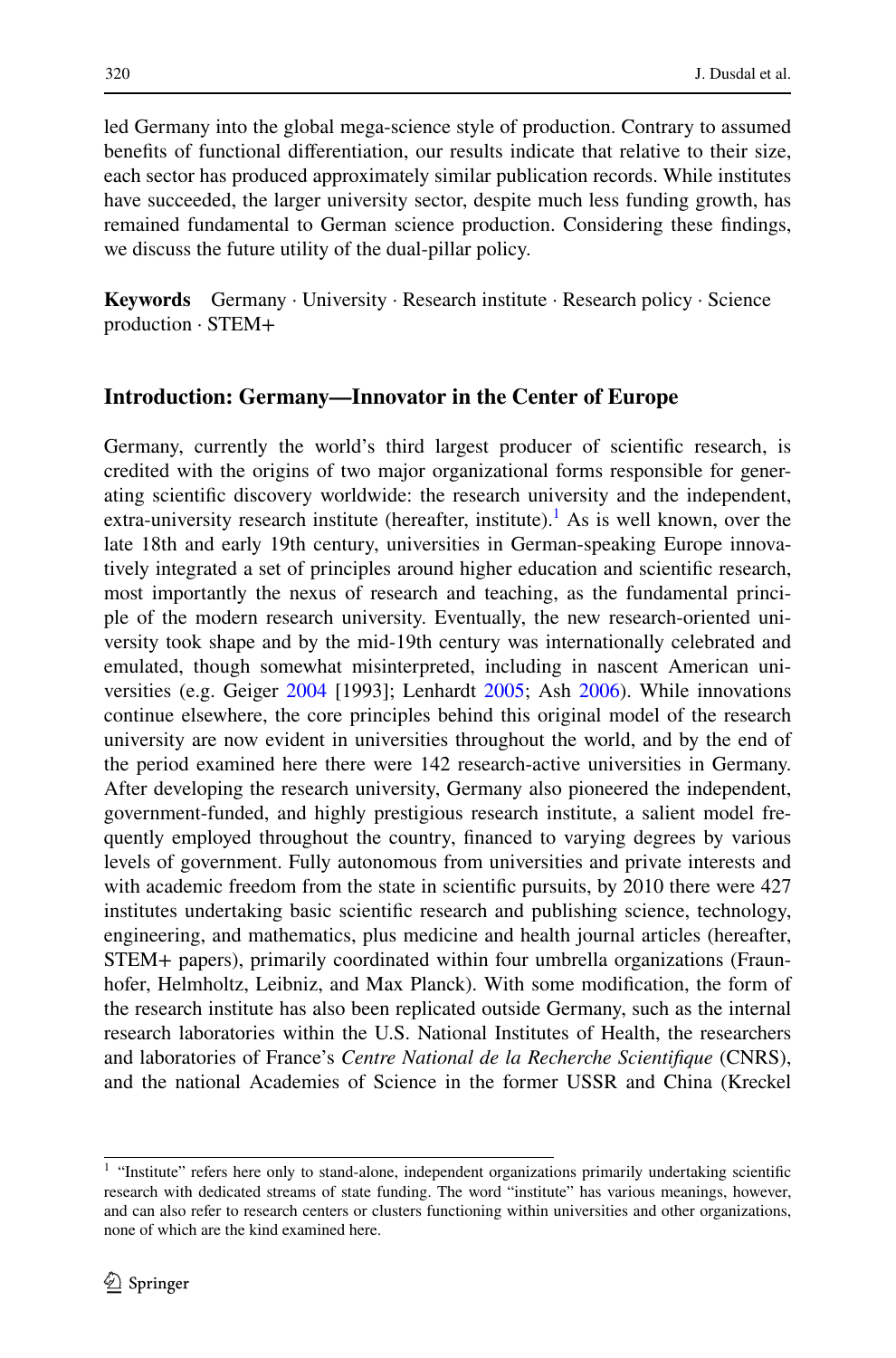led Germany into the global mega-science style of production. Contrary to assumed benefits of functional differentiation, our results indicate that relative to their size, each sector has produced approximately similar publication records. While institutes have succeeded, the larger university sector, despite much less funding growth, has remained fundamental to German science production. Considering these findings, we discuss the future utility of the dual-pillar policy.

**Keywords** Germany · University · Research institute · Research policy · Science production · STEM+

## Introduction: Germany—Innovator in the Center of Europe

Germany, currently the world's third largest producer of scientific research, is credited with the origins of two major organizational forms responsible for generating scientific discovery worldwide: the research university and the independent, extra-university research institute (hereafter, institute).[1] As is well known, over the late 18th and early 19th century, universities in German-speaking Europe innovatively integrated a set of principles around higher education and scientific research, most importantly the nexus of research and teaching, as the fundamental principle of the modern research university. Eventually, the new research-oriented university took shape and by the mid-19th century was internationally celebrated and emulated, though somewhat misinterpreted, including in nascent American universities (e.g. Geiger 2004 [1993]; Lenhardt 2005; Ash 2006). While innovations continue elsewhere, the core principles behind this original model of the research university are now evident in universities throughout the world, and by the end of the period examined here there were 142 research-active universities in Germany. After developing the research university, Germany also pioneered the independent, government-funded, and highly prestigious research institute, a salient model frequently employed throughout the country, financed to varying degrees by various levels of government. Fully autonomous from universities and private interests and with academic freedom from the state in scientific pursuits, by 2010 there were 427 institutes undertaking basic scientific research and publishing science, technology, engineering, and mathematics, plus medicine and health journal articles (hereafter, STEM+ papers), primarily coordinated within four umbrella organizations (Fraunhofer, Helmholtz, Leibniz, and Max Planck). With some modification, the form of the research institute has also been replicated outside Germany, such as the internal research laboratories within the U.S. National Institutes of Health, the researchers and laboratories of France's *Centre National de la Recherche Scientifique* (CNRS), and the national Academies of Science in the former USSR and China (Kreckel

[1] "Institute" refers here only to stand-alone, independent organizations primarily undertaking scientific research with dedicated streams of state funding. The word "institute" has various meanings, however, and can also refer to research centers or clusters functioning within universities and other organizations, none of which are the kind examined here.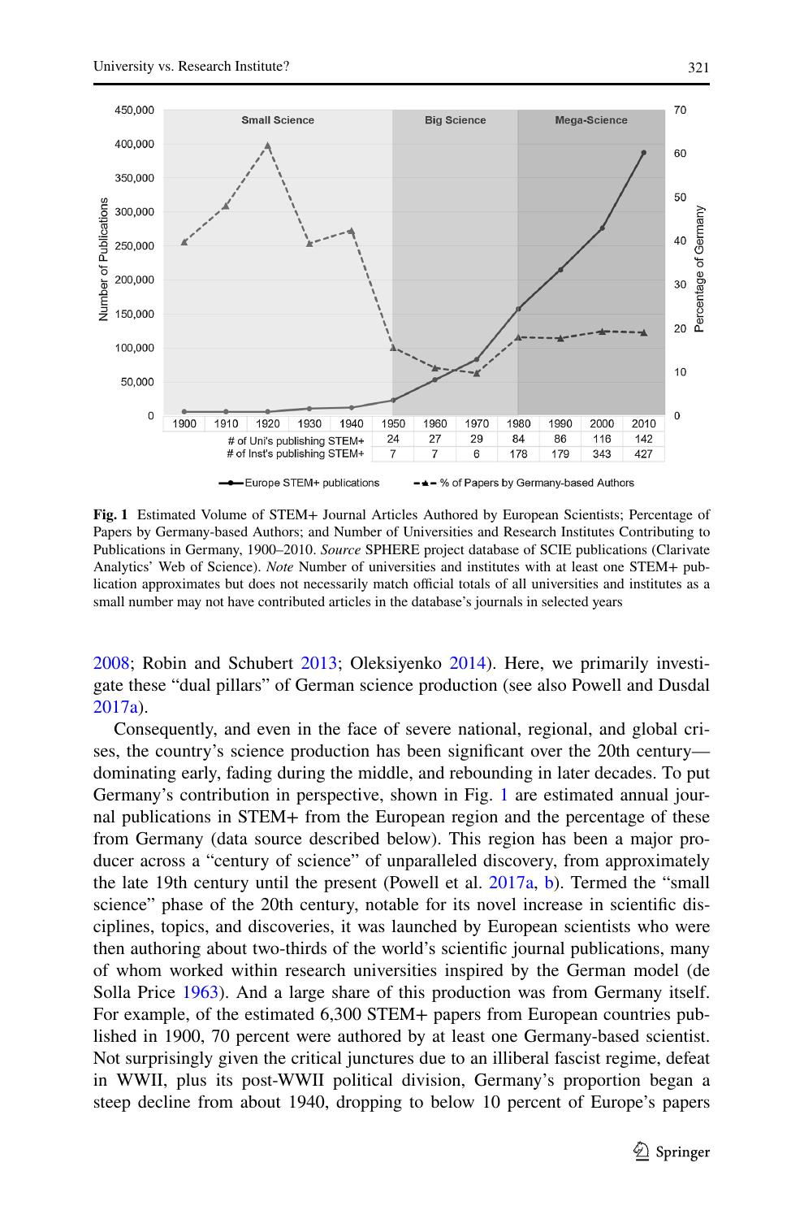| | 1900 | 1910 | 1920 | 1930 | 1940 | 1950 | 1960 | 1970 | 1980 | 1990 | 2000 | 2010 |
|---|---|---|---|---|---|---|---|---|---|---|---|---|
| # of Uni's publishing STEM+ | | | | | | 24 | 27 | 29 | 84 | 86 | 116 | 142 |
| # of Inst's publishing STEM+ | | | | | | 7 | 7 | 6 | 178 | 179 | 343 | 427 |

**Fig. 1** Estimated Volume of STEM+ Journal Articles Authored by European Scientists; Percentage of Papers by Germany-based Authors; and Number of Universities and Research Institutes Contributing to Publications in Germany, 1900–2010. *Source* SPHERE project database of SCIE publications (Clarivate Analytics' Web of Science). *Note* Number of universities and institutes with at least one STEM+ publication approximates but does not necessarily match official totals of all universities and institutes as a small number may not have contributed articles in the database's journals in selected years

2008; Robin and Schubert 2013; Oleksiyenko 2014). Here, we primarily investigate these "dual pillars" of German science production (see also Powell and Dusdal 2017a).

Consequently, and even in the face of severe national, regional, and global crises, the country's science production has been significant over the 20th century—dominating early, fading during the middle, and rebounding in later decades. To put Germany's contribution in perspective, shown in Fig. 1 are estimated annual journal publications in STEM+ from the European region and the percentage of these from Germany (data source described below). This region has been a major producer across a "century of science" of unparalleled discovery, from approximately the late 19th century until the present (Powell et al. 2017a, b). Termed the "small science" phase of the 20th century, notable for its novel increase in scientific disciplines, topics, and discoveries, it was launched by European scientists who were then authoring about two-thirds of the world's scientific journal publications, many of whom worked within research universities inspired by the German model (de Solla Price 1963). And a large share of this production was from Germany itself. For example, of the estimated 6,300 STEM+ papers from European countries published in 1900, 70 percent were authored by at least one Germany-based scientist. Not surprisingly given the critical junctures due to an illiberal fascist regime, defeat in WWII, plus its post-WWII political division, Germany's proportion began a steep decline from about 1940, dropping to below 10 percent of Europe's papers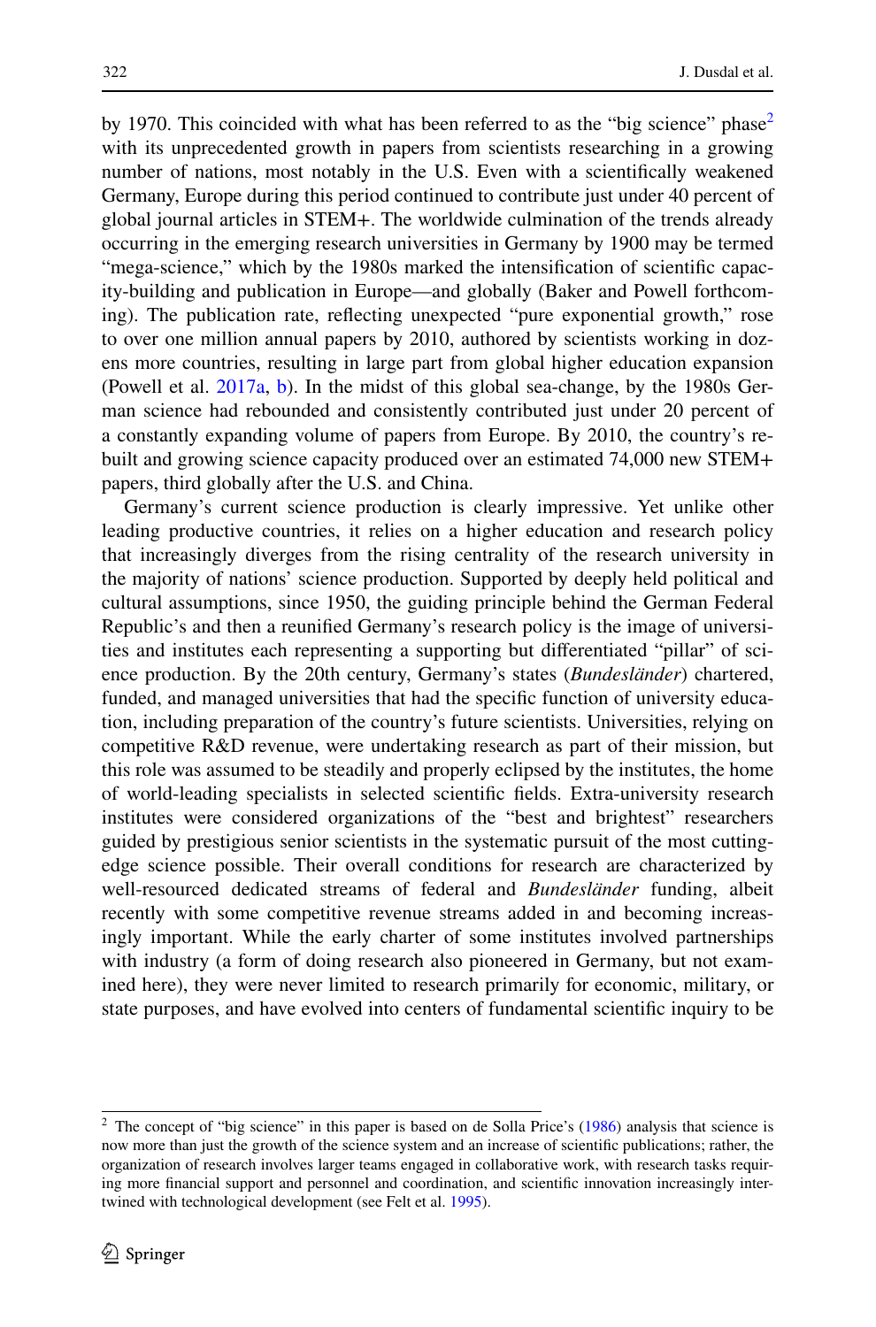by 1970. This coincided with what has been referred to as the "big science" phase[2] with its unprecedented growth in papers from scientists researching in a growing number of nations, most notably in the U.S. Even with a scientifically weakened Germany, Europe during this period continued to contribute just under 40 percent of global journal articles in STEM+. The worldwide culmination of the trends already occurring in the emerging research universities in Germany by 1900 may be termed "mega-science," which by the 1980s marked the intensification of scientific capacity-building and publication in Europe—and globally (Baker and Powell forthcoming). The publication rate, reflecting unexpected "pure exponential growth," rose to over one million annual papers by 2010, authored by scientists working in dozens more countries, resulting in large part from global higher education expansion (Powell et al. 2017a, b). In the midst of this global sea-change, by the 1980s German science had rebounded and consistently contributed just under 20 percent of a constantly expanding volume of papers from Europe. By 2010, the country's rebuilt and growing science capacity produced over an estimated 74,000 new STEM+ papers, third globally after the U.S. and China.

Germany's current science production is clearly impressive. Yet unlike other leading productive countries, it relies on a higher education and research policy that increasingly diverges from the rising centrality of the research university in the majority of nations' science production. Supported by deeply held political and cultural assumptions, since 1950, the guiding principle behind the German Federal Republic's and then a reunified Germany's research policy is the image of universities and institutes each representing a supporting but differentiated "pillar" of science production. By the 20th century, Germany's states (*Bundesländer*) chartered, funded, and managed universities that had the specific function of university education, including preparation of the country's future scientists. Universities, relying on competitive R&D revenue, were undertaking research as part of their mission, but this role was assumed to be steadily and properly eclipsed by the institutes, the home of world-leading specialists in selected scientific fields. Extra-university research institutes were considered organizations of the "best and brightest" researchers guided by prestigious senior scientists in the systematic pursuit of the most cutting-edge science possible. Their overall conditions for research are characterized by well-resourced dedicated streams of federal and *Bundesländer* funding, albeit recently with some competitive revenue streams added in and becoming increasingly important. While the early charter of some institutes involved partnerships with industry (a form of doing research also pioneered in Germany, but not examined here), they were never limited to research primarily for economic, military, or state purposes, and have evolved into centers of fundamental scientific inquiry to be

[2] The concept of "big science" in this paper is based on de Solla Price's (1986) analysis that science is now more than just the growth of the science system and an increase of scientific publications; rather, the organization of research involves larger teams engaged in collaborative work, with research tasks requiring more financial support and personnel and coordination, and scientific innovation increasingly intertwined with technological development (see Felt et al. 1995).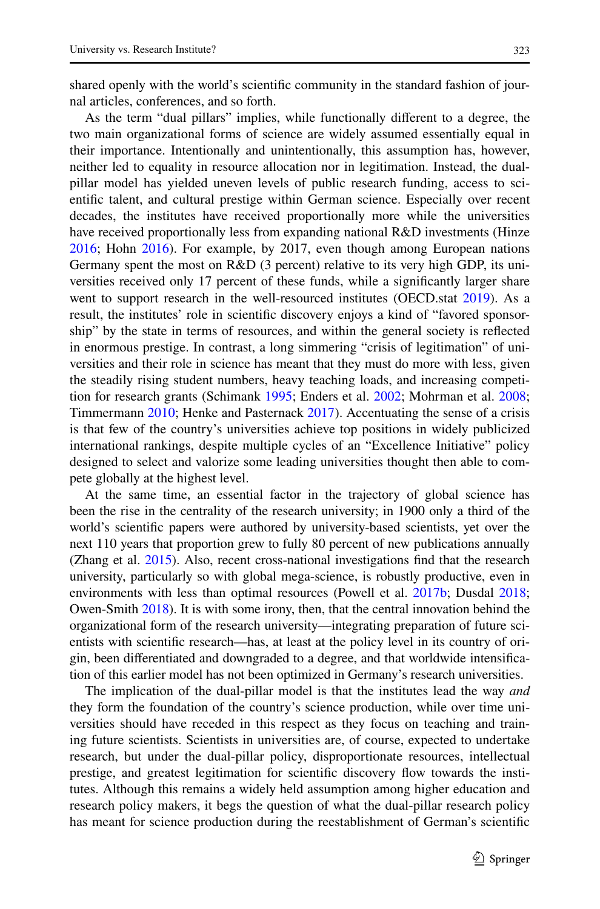shared openly with the world's scientific community in the standard fashion of journal articles, conferences, and so forth.

As the term "dual pillars" implies, while functionally different to a degree, the two main organizational forms of science are widely assumed essentially equal in their importance. Intentionally and unintentionally, this assumption has, however, neither led to equality in resource allocation nor in legitimation. Instead, the dual-pillar model has yielded uneven levels of public research funding, access to scientific talent, and cultural prestige within German science. Especially over recent decades, the institutes have received proportionally more while the universities have received proportionally less from expanding national R&D investments (Hinze 2016; Hohn 2016). For example, by 2017, even though among European nations Germany spent the most on R&D (3 percent) relative to its very high GDP, its universities received only 17 percent of these funds, while a significantly larger share went to support research in the well-resourced institutes (OECD.stat 2019). As a result, the institutes' role in scientific discovery enjoys a kind of "favored sponsorship" by the state in terms of resources, and within the general society is reflected in enormous prestige. In contrast, a long simmering "crisis of legitimation" of universities and their role in science has meant that they must do more with less, given the steadily rising student numbers, heavy teaching loads, and increasing competition for research grants (Schimank 1995; Enders et al. 2002; Mohrman et al. 2008; Timmermann 2010; Henke and Pasternack 2017). Accentuating the sense of a crisis is that few of the country's universities achieve top positions in widely publicized international rankings, despite multiple cycles of an "Excellence Initiative" policy designed to select and valorize some leading universities thought then able to compete globally at the highest level.

At the same time, an essential factor in the trajectory of global science has been the rise in the centrality of the research university; in 1900 only a third of the world's scientific papers were authored by university-based scientists, yet over the next 110 years that proportion grew to fully 80 percent of new publications annually (Zhang et al. 2015). Also, recent cross-national investigations find that the research university, particularly so with global mega-science, is robustly productive, even in environments with less than optimal resources (Powell et al. 2017b; Dusdal 2018; Owen-Smith 2018). It is with some irony, then, that the central innovation behind the organizational form of the research university—integrating preparation of future scientists with scientific research—has, at least at the policy level in its country of origin, been differentiated and downgraded to a degree, and that worldwide intensification of this earlier model has not been optimized in Germany's research universities.

The implication of the dual-pillar model is that the institutes lead the way *and* they form the foundation of the country's science production, while over time universities should have receded in this respect as they focus on teaching and training future scientists. Scientists in universities are, of course, expected to undertake research, but under the dual-pillar policy, disproportionate resources, intellectual prestige, and greatest legitimation for scientific discovery flow towards the institutes. Although this remains a widely held assumption among higher education and research policy makers, it begs the question of what the dual-pillar research policy has meant for science production during the reestablishment of German's scientific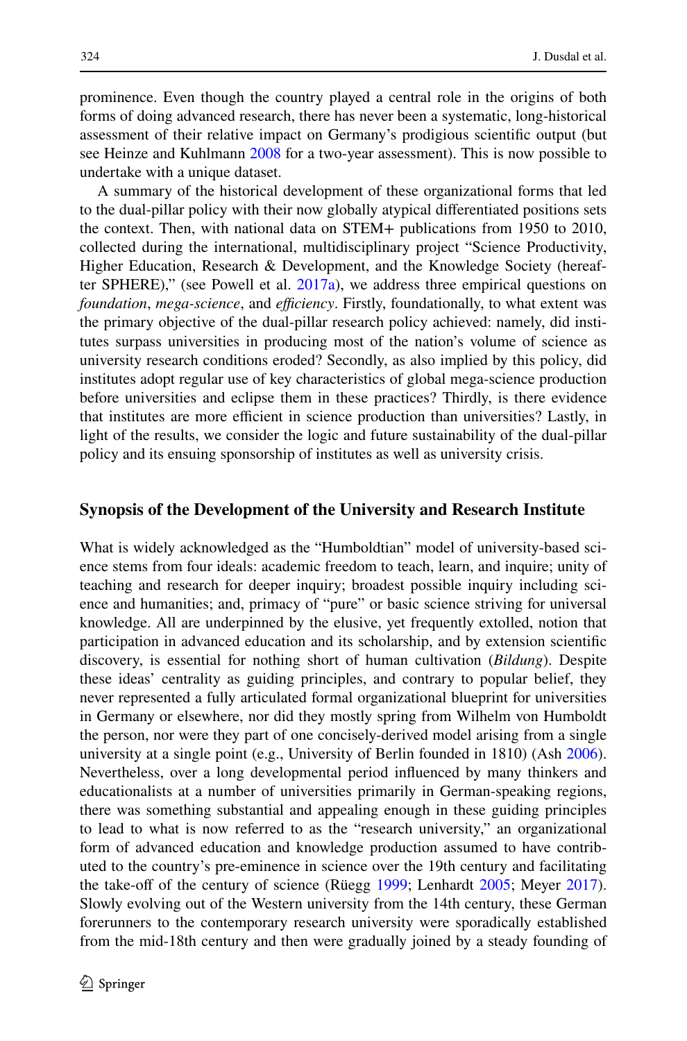prominence. Even though the country played a central role in the origins of both forms of doing advanced research, there has never been a systematic, long-historical assessment of their relative impact on Germany's prodigious scientific output (but see Heinze and Kuhlmann 2008 for a two-year assessment). This is now possible to undertake with a unique dataset.

A summary of the historical development of these organizational forms that led to the dual-pillar policy with their now globally atypical differentiated positions sets the context. Then, with national data on STEM+ publications from 1950 to 2010, collected during the international, multidisciplinary project "Science Productivity, Higher Education, Research & Development, and the Knowledge Society (hereafter SPHERE)," (see Powell et al. 2017a), we address three empirical questions on *foundation*, *mega-science*, and *efficiency*. Firstly, foundationally, to what extent was the primary objective of the dual-pillar research policy achieved: namely, did institutes surpass universities in producing most of the nation's volume of science as university research conditions eroded? Secondly, as also implied by this policy, did institutes adopt regular use of key characteristics of global mega-science production before universities and eclipse them in these practices? Thirdly, is there evidence that institutes are more efficient in science production than universities? Lastly, in light of the results, we consider the logic and future sustainability of the dual-pillar policy and its ensuing sponsorship of institutes as well as university crisis.

## Synopsis of the Development of the University and Research Institute

What is widely acknowledged as the "Humboldtian" model of university-based science stems from four ideals: academic freedom to teach, learn, and inquire; unity of teaching and research for deeper inquiry; broadest possible inquiry including science and humanities; and, primacy of "pure" or basic science striving for universal knowledge. All are underpinned by the elusive, yet frequently extolled, notion that participation in advanced education and its scholarship, and by extension scientific discovery, is essential for nothing short of human cultivation (*Bildung*). Despite these ideas' centrality as guiding principles, and contrary to popular belief, they never represented a fully articulated formal organizational blueprint for universities in Germany or elsewhere, nor did they mostly spring from Wilhelm von Humboldt the person, nor were they part of one concisely-derived model arising from a single university at a single point (e.g., University of Berlin founded in 1810) (Ash 2006). Nevertheless, over a long developmental period influenced by many thinkers and educationalists at a number of universities primarily in German-speaking regions, there was something substantial and appealing enough in these guiding principles to lead to what is now referred to as the "research university," an organizational form of advanced education and knowledge production assumed to have contributed to the country's pre-eminence in science over the 19th century and facilitating the take-off of the century of science (Rüegg 1999; Lenhardt 2005; Meyer 2017). Slowly evolving out of the Western university from the 14th century, these German forerunners to the contemporary research university were sporadically established from the mid-18th century and then were gradually joined by a steady founding of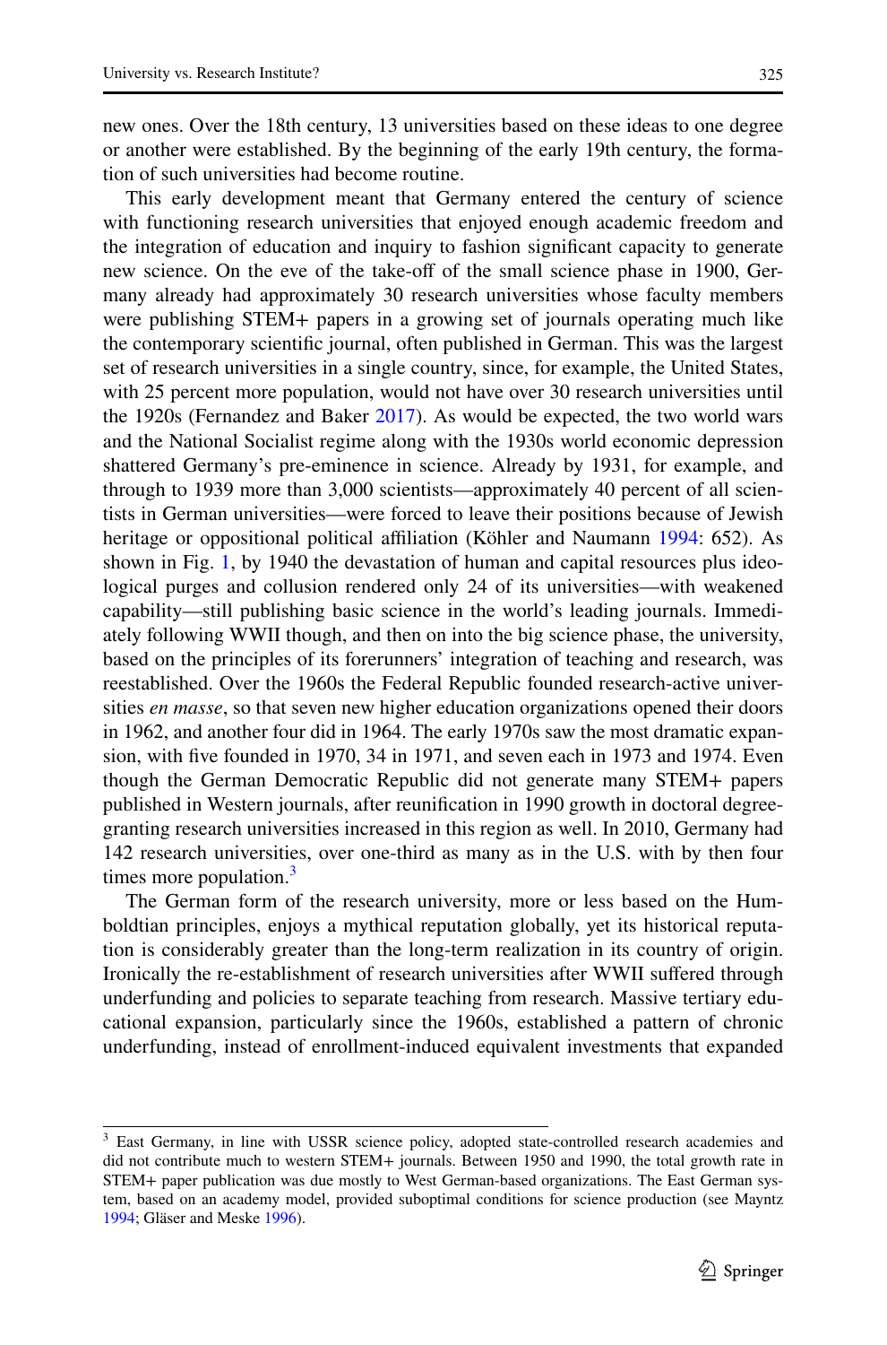new ones. Over the 18th century, 13 universities based on these ideas to one degree or another were established. By the beginning of the early 19th century, the formation of such universities had become routine.

This early development meant that Germany entered the century of science with functioning research universities that enjoyed enough academic freedom and the integration of education and inquiry to fashion significant capacity to generate new science. On the eve of the take-off of the small science phase in 1900, Germany already had approximately 30 research universities whose faculty members were publishing STEM+ papers in a growing set of journals operating much like the contemporary scientific journal, often published in German. This was the largest set of research universities in a single country, since, for example, the United States, with 25 percent more population, would not have over 30 research universities until the 1920s (Fernandez and Baker 2017). As would be expected, the two world wars and the National Socialist regime along with the 1930s world economic depression shattered Germany's pre-eminence in science. Already by 1931, for example, and through to 1939 more than 3,000 scientists—approximately 40 percent of all scientists in German universities—were forced to leave their positions because of Jewish heritage or oppositional political affiliation (Köhler and Naumann 1994: 652). As shown in Fig. 1, by 1940 the devastation of human and capital resources plus ideological purges and collusion rendered only 24 of its universities—with weakened capability—still publishing basic science in the world's leading journals. Immediately following WWII though, and then on into the big science phase, the university, based on the principles of its forerunners' integration of teaching and research, was reestablished. Over the 1960s the Federal Republic founded research-active universities *en masse*, so that seven new higher education organizations opened their doors in 1962, and another four did in 1964. The early 1970s saw the most dramatic expansion, with five founded in 1970, 34 in 1971, and seven each in 1973 and 1974. Even though the German Democratic Republic did not generate many STEM+ papers published in Western journals, after reunification in 1990 growth in doctoral degree-granting research universities increased in this region as well. In 2010, Germany had 142 research universities, over one-third as many as in the U.S. with by then four times more population.[3]

The German form of the research university, more or less based on the Humboldtian principles, enjoys a mythical reputation globally, yet its historical reputation is considerably greater than the long-term realization in its country of origin. Ironically the re-establishment of research universities after WWII suffered through underfunding and policies to separate teaching from research. Massive tertiary educational expansion, particularly since the 1960s, established a pattern of chronic underfunding, instead of enrollment-induced equivalent investments that expanded

---

[3] East Germany, in line with USSR science policy, adopted state-controlled research academies and did not contribute much to western STEM+ journals. Between 1950 and 1990, the total growth rate in STEM+ paper publication was due mostly to West German-based organizations. The East German system, based on an academy model, provided suboptimal conditions for science production (see Mayntz 1994; Gläser and Meske 1996).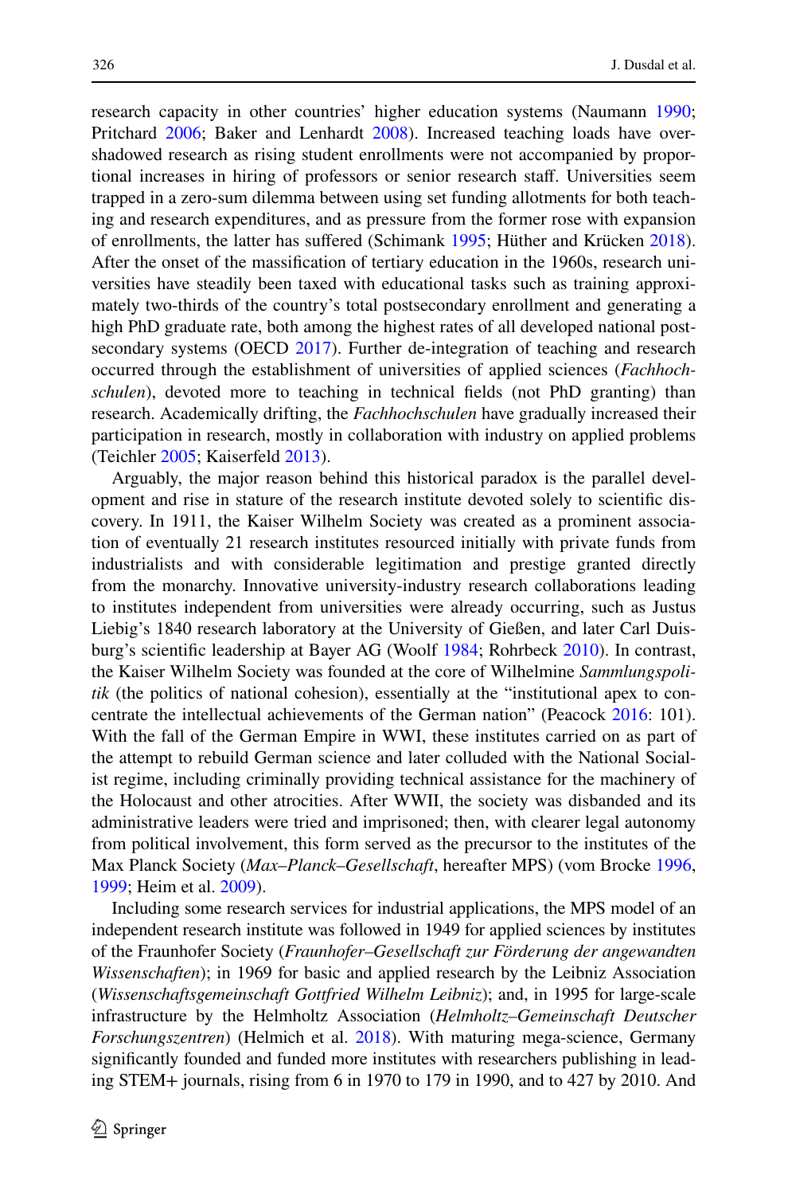research capacity in other countries' higher education systems (Naumann 1990; Pritchard 2006; Baker and Lenhardt 2008). Increased teaching loads have overshadowed research as rising student enrollments were not accompanied by proportional increases in hiring of professors or senior research staff. Universities seem trapped in a zero-sum dilemma between using set funding allotments for both teaching and research expenditures, and as pressure from the former rose with expansion of enrollments, the latter has suffered (Schimank 1995; Hüther and Krücken 2018). After the onset of the massification of tertiary education in the 1960s, research universities have steadily been taxed with educational tasks such as training approximately two-thirds of the country's total postsecondary enrollment and generating a high PhD graduate rate, both among the highest rates of all developed national postsecondary systems (OECD 2017). Further de-integration of teaching and research occurred through the establishment of universities of applied sciences (*Fachhochschulen*), devoted more to teaching in technical fields (not PhD granting) than research. Academically drifting, the *Fachhochschulen* have gradually increased their participation in research, mostly in collaboration with industry on applied problems (Teichler 2005; Kaiserfeld 2013).

Arguably, the major reason behind this historical paradox is the parallel development and rise in stature of the research institute devoted solely to scientific discovery. In 1911, the Kaiser Wilhelm Society was created as a prominent association of eventually 21 research institutes resourced initially with private funds from industrialists and with considerable legitimation and prestige granted directly from the monarchy. Innovative university-industry research collaborations leading to institutes independent from universities were already occurring, such as Justus Liebig's 1840 research laboratory at the University of Gießen, and later Carl Duisburg's scientific leadership at Bayer AG (Woolf 1984; Rohrbeck 2010). In contrast, the Kaiser Wilhelm Society was founded at the core of Wilhelmine *Sammlungspolitik* (the politics of national cohesion), essentially at the "institutional apex to concentrate the intellectual achievements of the German nation" (Peacock 2016: 101). With the fall of the German Empire in WWI, these institutes carried on as part of the attempt to rebuild German science and later colluded with the National Socialist regime, including criminally providing technical assistance for the machinery of the Holocaust and other atrocities. After WWII, the society was disbanded and its administrative leaders were tried and imprisoned; then, with clearer legal autonomy from political involvement, this form served as the precursor to the institutes of the Max Planck Society (*Max–Planck–Gesellschaft*, hereafter MPS) (vom Brocke 1996, 1999; Heim et al. 2009).

Including some research services for industrial applications, the MPS model of an independent research institute was followed in 1949 for applied sciences by institutes of the Fraunhofer Society (*Fraunhofer–Gesellschaft zur Förderung der angewandten Wissenschaften*); in 1969 for basic and applied research by the Leibniz Association (*Wissenschaftsgemeinschaft Gottfried Wilhelm Leibniz*); and, in 1995 for large-scale infrastructure by the Helmholtz Association (*Helmholtz–Gemeinschaft Deutscher Forschungszentren*) (Helmich et al. 2018). With maturing mega-science, Germany significantly founded and funded more institutes with researchers publishing in leading STEM+ journals, rising from 6 in 1970 to 179 in 1990, and to 427 by 2010. And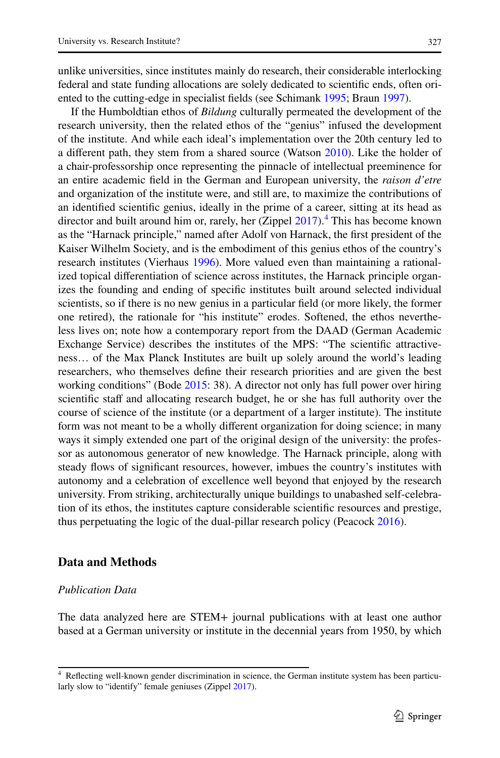unlike universities, since institutes mainly do research, their considerable interlocking federal and state funding allocations are solely dedicated to scientific ends, often oriented to the cutting-edge in specialist fields (see Schimank 1995; Braun 1997).

If the Humboldtian ethos of *Bildung* culturally permeated the development of the research university, then the related ethos of the "genius" infused the development of the institute. And while each ideal's implementation over the 20th century led to a different path, they stem from a shared source (Watson 2010). Like the holder of a chair-professorship once representing the pinnacle of intellectual preeminence for an entire academic field in the German and European university, the *raison d'etre* and organization of the institute were, and still are, to maximize the contributions of an identified scientific genius, ideally in the prime of a career, sitting at its head as director and built around him or, rarely, her (Zippel 2017).[4] This has become known as the "Harnack principle," named after Adolf von Harnack, the first president of the Kaiser Wilhelm Society, and is the embodiment of this genius ethos of the country's research institutes (Vierhaus 1996). More valued even than maintaining a rationalized topical differentiation of science across institutes, the Harnack principle organizes the founding and ending of specific institutes built around selected individual scientists, so if there is no new genius in a particular field (or more likely, the former one retired), the rationale for "his institute" erodes. Softened, the ethos nevertheless lives on; note how a contemporary report from the DAAD (German Academic Exchange Service) describes the institutes of the MPS: "The scientific attractiveness… of the Max Planck Institutes are built up solely around the world's leading researchers, who themselves define their research priorities and are given the best working conditions" (Bode 2015: 38). A director not only has full power over hiring scientific staff and allocating research budget, he or she has full authority over the course of science of the institute (or a department of a larger institute). The institute form was not meant to be a wholly different organization for doing science; in many ways it simply extended one part of the original design of the university: the professor as autonomous generator of new knowledge. The Harnack principle, along with steady flows of significant resources, however, imbues the country's institutes with autonomy and a celebration of excellence well beyond that enjoyed by the research university. From striking, architecturally unique buildings to unabashed self-celebration of its ethos, the institutes capture considerable scientific resources and prestige, thus perpetuating the logic of the dual-pillar research policy (Peacock 2016).

## Data and Methods

### *Publication Data*

The data analyzed here are STEM+ journal publications with at least one author based at a German university or institute in the decennial years from 1950, by which

---

[4] Reflecting well-known gender discrimination in science, the German institute system has been particularly slow to "identify" female geniuses (Zippel 2017).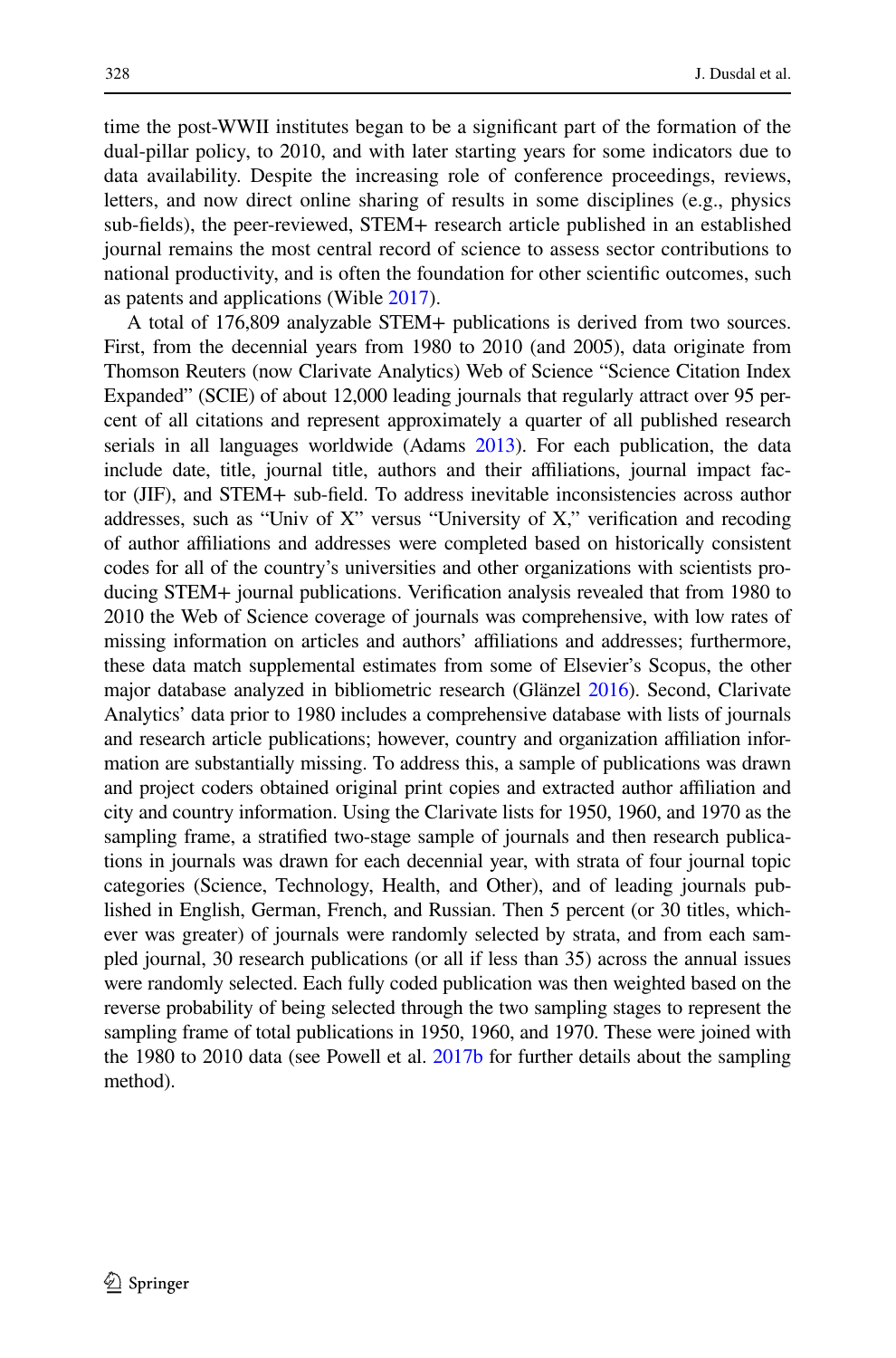time the post-WWII institutes began to be a significant part of the formation of the dual-pillar policy, to 2010, and with later starting years for some indicators due to data availability. Despite the increasing role of conference proceedings, reviews, letters, and now direct online sharing of results in some disciplines (e.g., physics sub-fields), the peer-reviewed, STEM+ research article published in an established journal remains the most central record of science to assess sector contributions to national productivity, and is often the foundation for other scientific outcomes, such as patents and applications (Wible 2017).

A total of 176,809 analyzable STEM+ publications is derived from two sources. First, from the decennial years from 1980 to 2010 (and 2005), data originate from Thomson Reuters (now Clarivate Analytics) Web of Science "Science Citation Index Expanded" (SCIE) of about 12,000 leading journals that regularly attract over 95 percent of all citations and represent approximately a quarter of all published research serials in all languages worldwide (Adams 2013). For each publication, the data include date, title, journal title, authors and their affiliations, journal impact factor (JIF), and STEM+ sub-field. To address inevitable inconsistencies across author addresses, such as "Univ of X" versus "University of X," verification and recoding of author affiliations and addresses were completed based on historically consistent codes for all of the country's universities and other organizations with scientists producing STEM+ journal publications. Verification analysis revealed that from 1980 to 2010 the Web of Science coverage of journals was comprehensive, with low rates of missing information on articles and authors' affiliations and addresses; furthermore, these data match supplemental estimates from some of Elsevier's Scopus, the other major database analyzed in bibliometric research (Glänzel 2016). Second, Clarivate Analytics' data prior to 1980 includes a comprehensive database with lists of journals and research article publications; however, country and organization affiliation information are substantially missing. To address this, a sample of publications was drawn and project coders obtained original print copies and extracted author affiliation and city and country information. Using the Clarivate lists for 1950, 1960, and 1970 as the sampling frame, a stratified two-stage sample of journals and then research publications in journals was drawn for each decennial year, with strata of four journal topic categories (Science, Technology, Health, and Other), and of leading journals published in English, German, French, and Russian. Then 5 percent (or 30 titles, whichever was greater) of journals were randomly selected by strata, and from each sampled journal, 30 research publications (or all if less than 35) across the annual issues were randomly selected. Each fully coded publication was then weighted based on the reverse probability of being selected through the two sampling stages to represent the sampling frame of total publications in 1950, 1960, and 1970. These were joined with the 1980 to 2010 data (see Powell et al. 2017b for further details about the sampling method).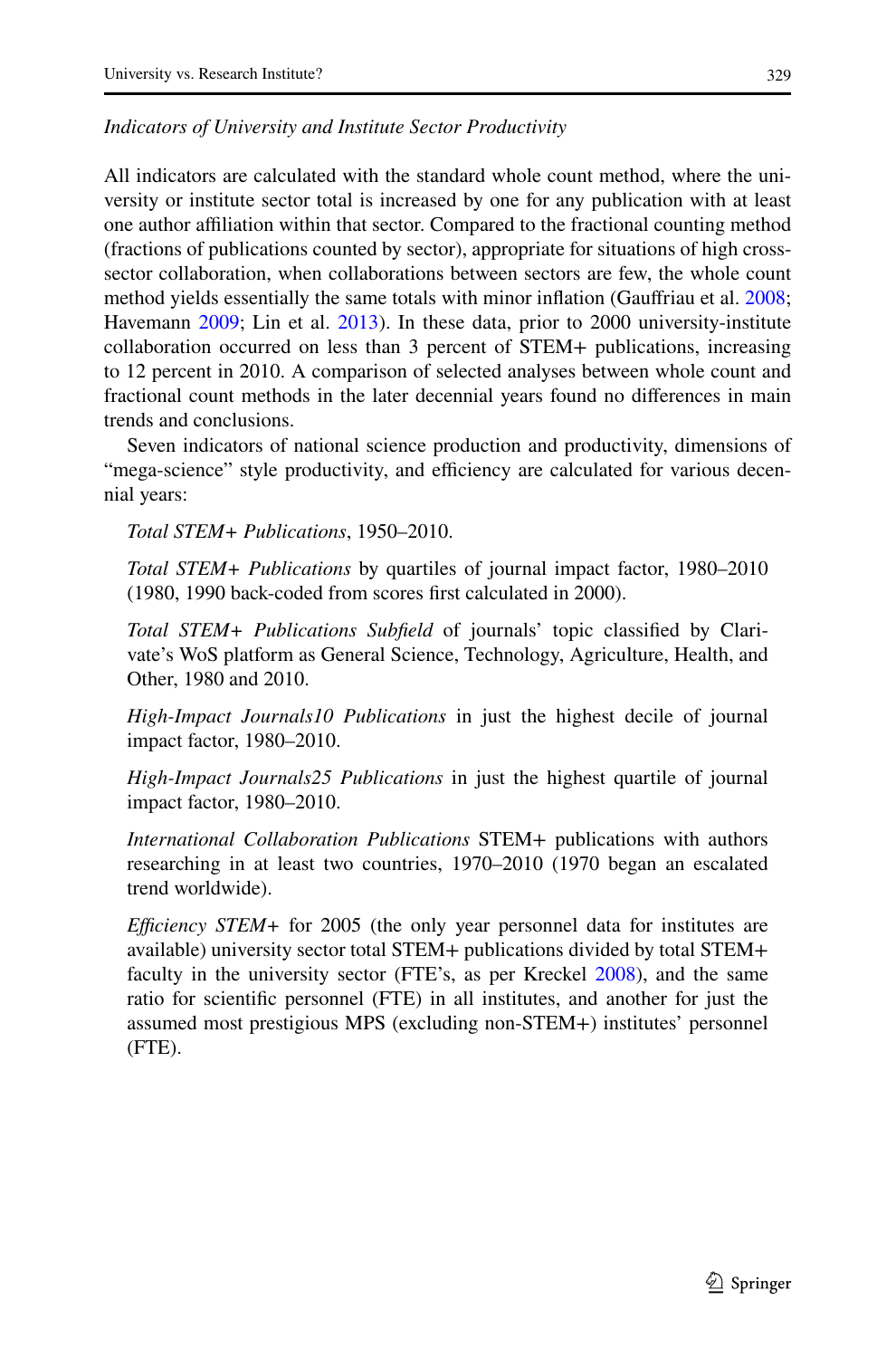*Indicators of University and Institute Sector Productivity*

All indicators are calculated with the standard whole count method, where the university or institute sector total is increased by one for any publication with at least one author affiliation within that sector. Compared to the fractional counting method (fractions of publications counted by sector), appropriate for situations of high cross-sector collaboration, when collaborations between sectors are few, the whole count method yields essentially the same totals with minor inflation (Gauffriau et al. 2008; Havemann 2009; Lin et al. 2013). In these data, prior to 2000 university-institute collaboration occurred on less than 3 percent of STEM+ publications, increasing to 12 percent in 2010. A comparison of selected analyses between whole count and fractional count methods in the later decennial years found no differences in main trends and conclusions.

Seven indicators of national science production and productivity, dimensions of "mega-science" style productivity, and efficiency are calculated for various decennial years:

*Total STEM+ Publications*, 1950–2010.

*Total STEM+ Publications* by quartiles of journal impact factor, 1980–2010 (1980, 1990 back-coded from scores first calculated in 2000).

*Total STEM+ Publications Subfield* of journals' topic classified by Clarivate's WoS platform as General Science, Technology, Agriculture, Health, and Other, 1980 and 2010.

*High-Impact Journals10 Publications* in just the highest decile of journal impact factor, 1980–2010.

*High-Impact Journals25 Publications* in just the highest quartile of journal impact factor, 1980–2010.

*International Collaboration Publications* STEM+ publications with authors researching in at least two countries, 1970–2010 (1970 began an escalated trend worldwide).

*Efficiency STEM+* for 2005 (the only year personnel data for institutes are available) university sector total STEM+ publications divided by total STEM+ faculty in the university sector (FTE's, as per Kreckel 2008), and the same ratio for scientific personnel (FTE) in all institutes, and another for just the assumed most prestigious MPS (excluding non-STEM+) institutes' personnel (FTE).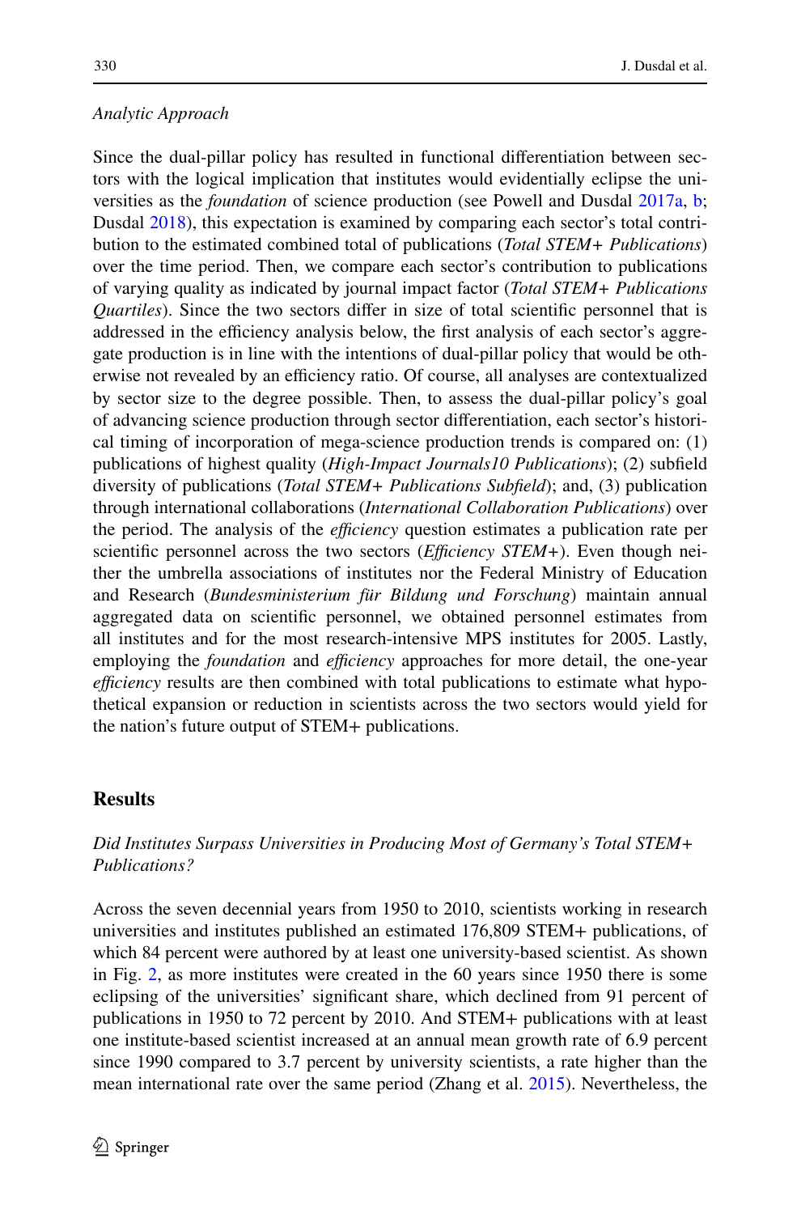*Analytic Approach*

Since the dual-pillar policy has resulted in functional differentiation between sectors with the logical implication that institutes would evidentially eclipse the universities as the *foundation* of science production (see Powell and Dusdal 2017a, b; Dusdal 2018), this expectation is examined by comparing each sector's total contribution to the estimated combined total of publications (*Total STEM+ Publications*) over the time period. Then, we compare each sector's contribution to publications of varying quality as indicated by journal impact factor (*Total STEM+ Publications Quartiles*). Since the two sectors differ in size of total scientific personnel that is addressed in the efficiency analysis below, the first analysis of each sector's aggregate production is in line with the intentions of dual-pillar policy that would be otherwise not revealed by an efficiency ratio. Of course, all analyses are contextualized by sector size to the degree possible. Then, to assess the dual-pillar policy's goal of advancing science production through sector differentiation, each sector's historical timing of incorporation of mega-science production trends is compared on: (1) publications of highest quality (*High-Impact Journals10 Publications*); (2) subfield diversity of publications (*Total STEM+ Publications Subfield*); and, (3) publication through international collaborations (*International Collaboration Publications*) over the period. The analysis of the *efficiency* question estimates a publication rate per scientific personnel across the two sectors (*Efficiency STEM+*). Even though neither the umbrella associations of institutes nor the Federal Ministry of Education and Research (*Bundesministerium für Bildung und Forschung*) maintain annual aggregated data on scientific personnel, we obtained personnel estimates from all institutes and for the most research-intensive MPS institutes for 2005. Lastly, employing the *foundation* and *efficiency* approaches for more detail, the one-year *efficiency* results are then combined with total publications to estimate what hypothetical expansion or reduction in scientists across the two sectors would yield for the nation's future output of STEM+ publications.

## Results

### *Did Institutes Surpass Universities in Producing Most of Germany's Total STEM+ Publications?*

Across the seven decennial years from 1950 to 2010, scientists working in research universities and institutes published an estimated 176,809 STEM+ publications, of which 84 percent were authored by at least one university-based scientist. As shown in Fig. 2, as more institutes were created in the 60 years since 1950 there is some eclipsing of the universities' significant share, which declined from 91 percent of publications in 1950 to 72 percent by 2010. And STEM+ publications with at least one institute-based scientist increased at an annual mean growth rate of 6.9 percent since 1990 compared to 3.7 percent by university scientists, a rate higher than the mean international rate over the same period (Zhang et al. 2015). Nevertheless, the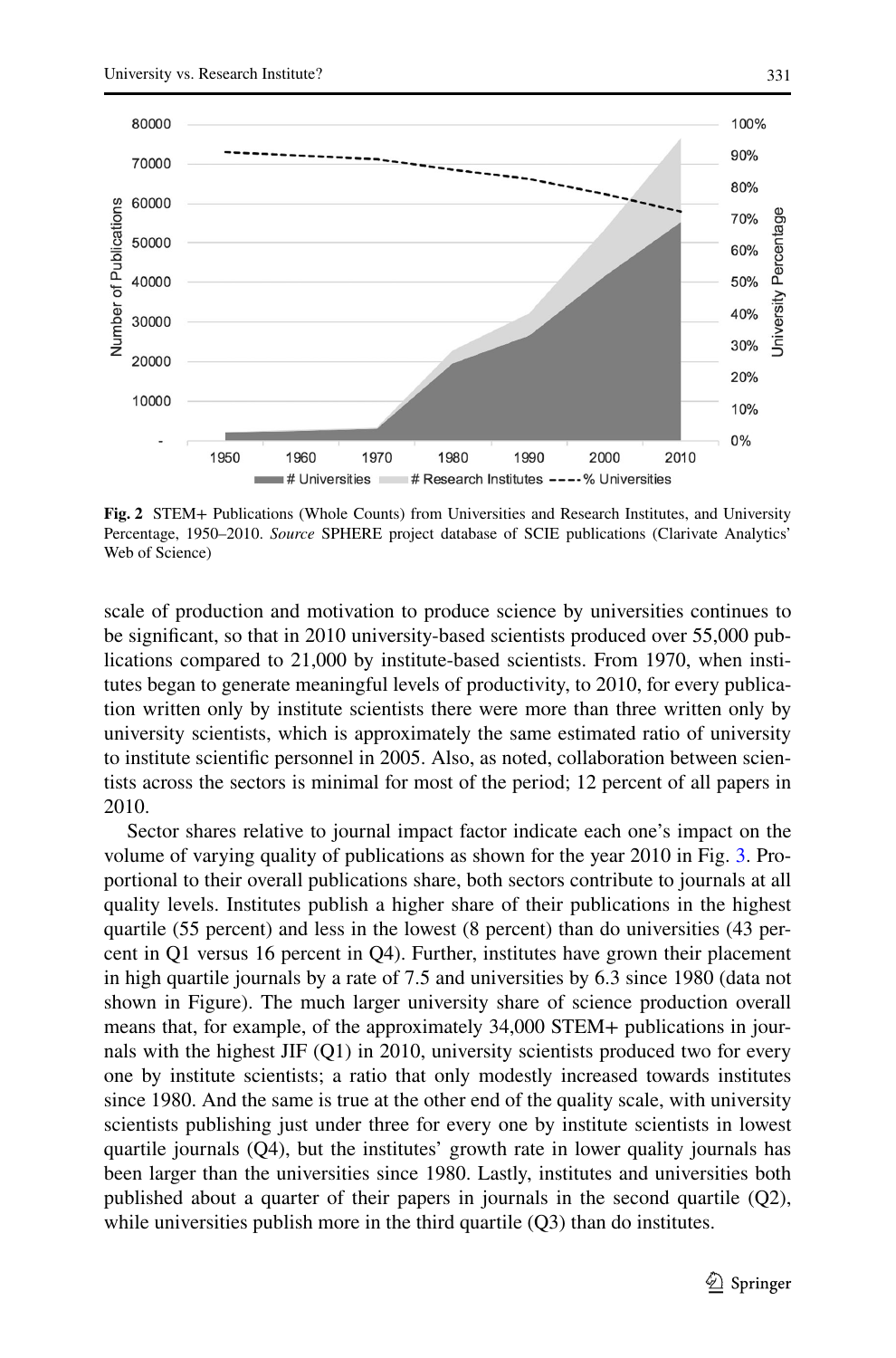Fig. 2 STEM+ Publications (Whole Counts) from Universities and Research Institutes, and University Percentage, 1950–2010. *Source* SPHERE project database of SCIE publications (Clarivate Analytics' Web of Science)

scale of production and motivation to produce science by universities continues to be significant, so that in 2010 university-based scientists produced over 55,000 publications compared to 21,000 by institute-based scientists. From 1970, when institutes began to generate meaningful levels of productivity, to 2010, for every publication written only by institute scientists there were more than three written only by university scientists, which is approximately the same estimated ratio of university to institute scientific personnel in 2005. Also, as noted, collaboration between scientists across the sectors is minimal for most of the period; 12 percent of all papers in 2010.

Sector shares relative to journal impact factor indicate each one's impact on the volume of varying quality of publications as shown for the year 2010 in Fig. 3. Proportional to their overall publications share, both sectors contribute to journals at all quality levels. Institutes publish a higher share of their publications in the highest quartile (55 percent) and less in the lowest (8 percent) than do universities (43 percent in Q1 versus 16 percent in Q4). Further, institutes have grown their placement in high quartile journals by a rate of 7.5 and universities by 6.3 since 1980 (data not shown in Figure). The much larger university share of science production overall means that, for example, of the approximately 34,000 STEM+ publications in journals with the highest JIF (Q1) in 2010, university scientists produced two for every one by institute scientists; a ratio that only modestly increased towards institutes since 1980. And the same is true at the other end of the quality scale, with university scientists publishing just under three for every one by institute scientists in lowest quartile journals (Q4), but the institutes' growth rate in lower quality journals has been larger than the universities since 1980. Lastly, institutes and universities both published about a quarter of their papers in journals in the second quartile (Q2), while universities publish more in the third quartile (Q3) than do institutes.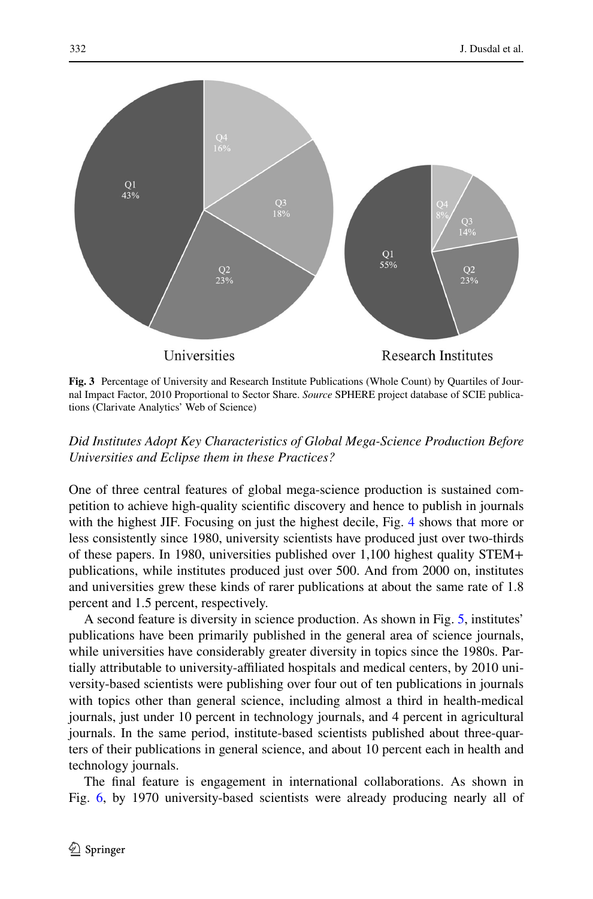Fig. 3 Percentage of University and Research Institute Publications (Whole Count) by Quartiles of Journal Impact Factor, 2010 Proportional to Sector Share. *Source* SPHERE project database of SCIE publications (Clarivate Analytics' Web of Science)

*Did Institutes Adopt Key Characteristics of Global Mega-Science Production Before Universities and Eclipse them in these Practices?*

One of three central features of global mega-science production is sustained competition to achieve high-quality scientific discovery and hence to publish in journals with the highest JIF. Focusing on just the highest decile, Fig. 4 shows that more or less consistently since 1980, university scientists have produced just over two-thirds of these papers. In 1980, universities published over 1,100 highest quality STEM+ publications, while institutes produced just over 500. And from 2000 on, institutes and universities grew these kinds of rarer publications at about the same rate of 1.8 percent and 1.5 percent, respectively.

A second feature is diversity in science production. As shown in Fig. 5, institutes' publications have been primarily published in the general area of science journals, while universities have considerably greater diversity in topics since the 1980s. Partially attributable to university-affiliated hospitals and medical centers, by 2010 university-based scientists were publishing over four out of ten publications in journals with topics other than general science, including almost a third in health-medical journals, just under 10 percent in technology journals, and 4 percent in agricultural journals. In the same period, institute-based scientists published about three-quarters of their publications in general science, and about 10 percent each in health and technology journals.

The final feature is engagement in international collaborations. As shown in Fig. 6, by 1970 university-based scientists were already producing nearly all of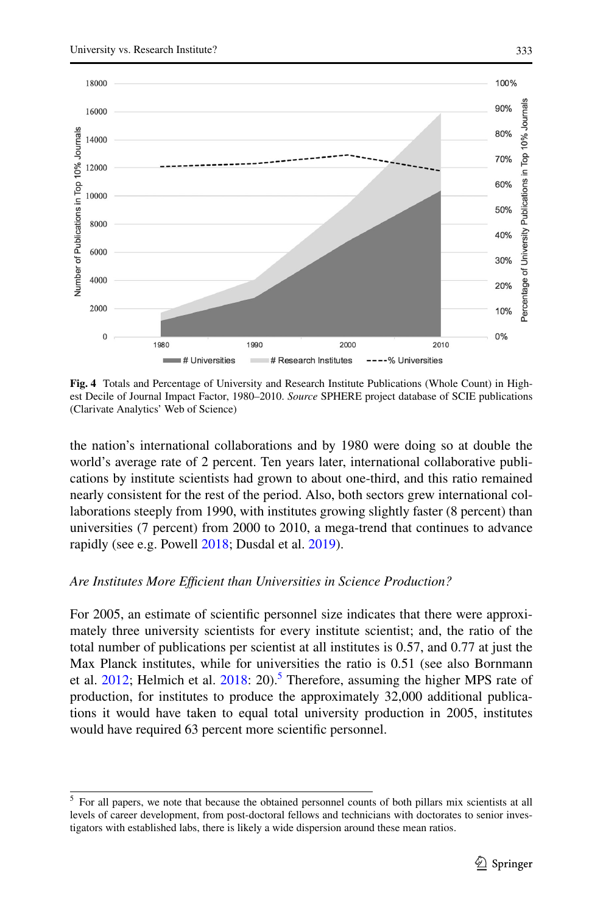**Fig. 4** Totals and Percentage of University and Research Institute Publications (Whole Count) in Highest Decile of Journal Impact Factor, 1980–2010. *Source* SPHERE project database of SCIE publications (Clarivate Analytics' Web of Science)

the nation's international collaborations and by 1980 were doing so at double the world's average rate of 2 percent. Ten years later, international collaborative publications by institute scientists had grown to about one-third, and this ratio remained nearly consistent for the rest of the period. Also, both sectors grew international collaborations steeply from 1990, with institutes growing slightly faster (8 percent) than universities (7 percent) from 2000 to 2010, a mega-trend that continues to advance rapidly (see e.g. Powell 2018; Dusdal et al. 2019).

### *Are Institutes More Efficient than Universities in Science Production?*

For 2005, an estimate of scientific personnel size indicates that there were approximately three university scientists for every institute scientist; and, the ratio of the total number of publications per scientist at all institutes is 0.57, and 0.77 at just the Max Planck institutes, while for universities the ratio is 0.51 (see also Bornmann et al. 2012; Helmich et al. 2018: 20).[5] Therefore, assuming the higher MPS rate of production, for institutes to produce the approximately 32,000 additional publications it would have taken to equal total university production in 2005, institutes would have required 63 percent more scientific personnel.

---

[5] For all papers, we note that because the obtained personnel counts of both pillars mix scientists at all levels of career development, from post-doctoral fellows and technicians with doctorates to senior investigators with established labs, there is likely a wide dispersion around these mean ratios.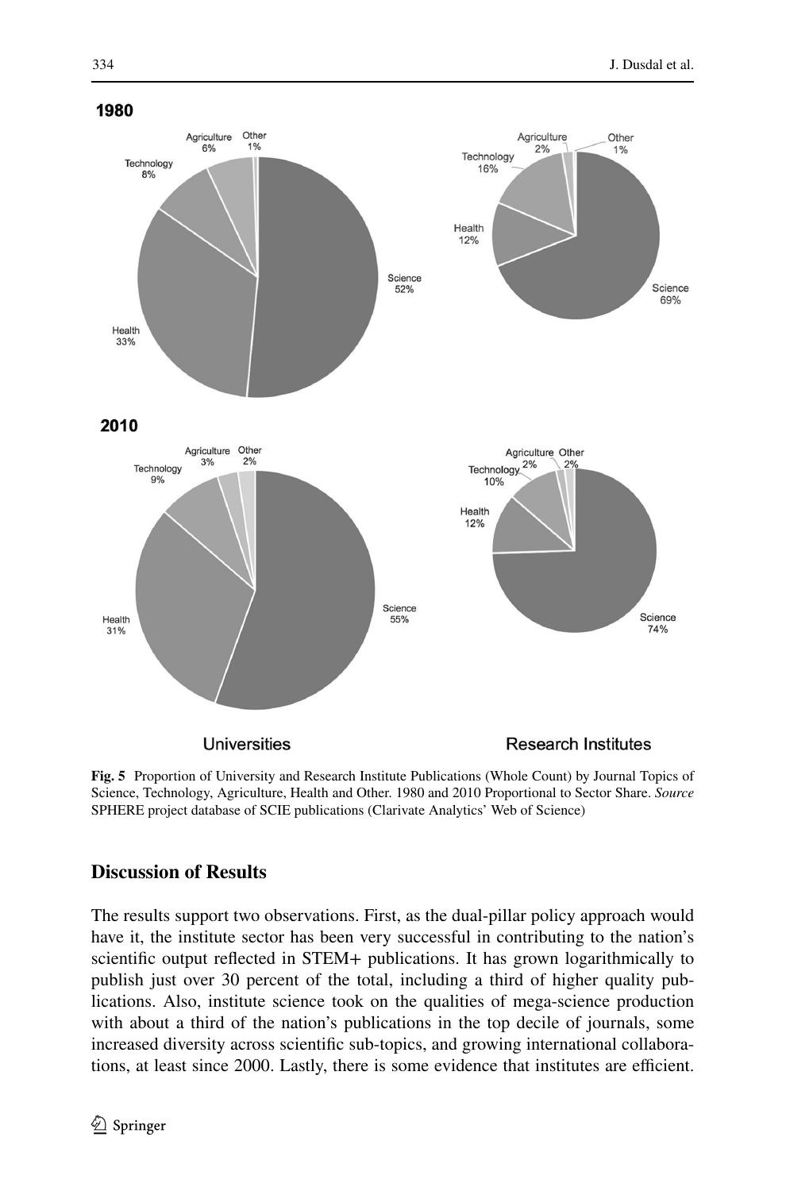**Fig. 5** Proportion of University and Research Institute Publications (Whole Count) by Journal Topics of Science, Technology, Agriculture, Health and Other. 1980 and 2010 Proportional to Sector Share. *Source* SPHERE project database of SCIE publications (Clarivate Analytics' Web of Science)

## Discussion of Results

The results support two observations. First, as the dual-pillar policy approach would have it, the institute sector has been very successful in contributing to the nation's scientific output reflected in STEM+ publications. It has grown logarithmically to publish just over 30 percent of the total, including a third of higher quality publications. Also, institute science took on the qualities of mega-science production with about a third of the nation's publications in the top decile of journals, some increased diversity across scientific sub-topics, and growing international collaborations, at least since 2000. Lastly, there is some evidence that institutes are efficient.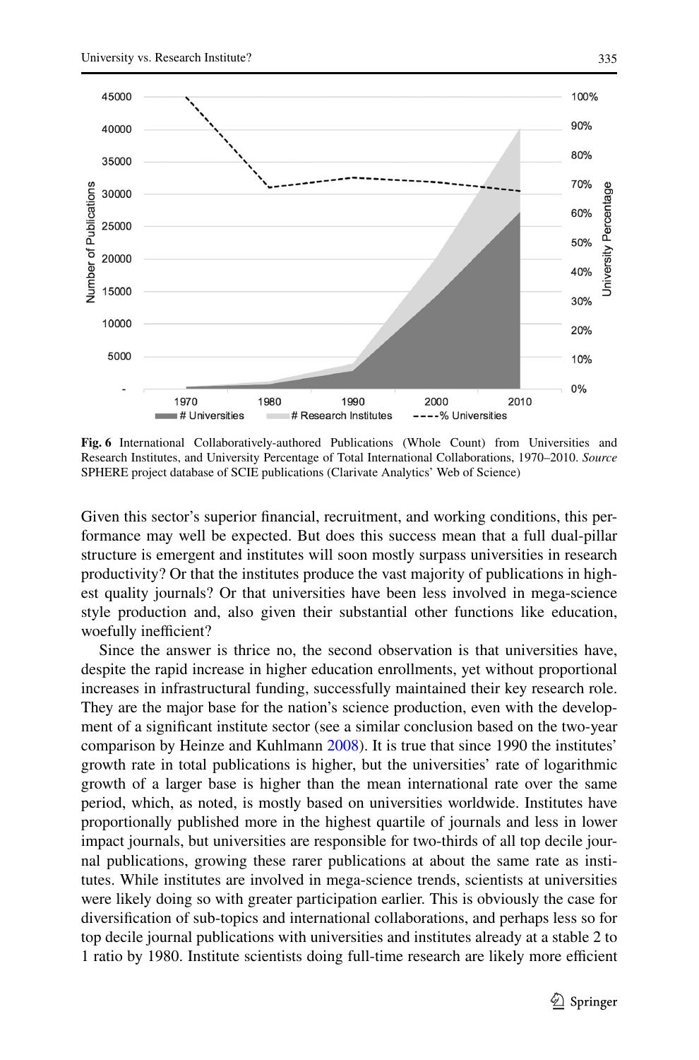**Fig. 6** International Collaboratively-authored Publications (Whole Count) from Universities and Research Institutes, and University Percentage of Total International Collaborations, 1970–2010. *Source* SPHERE project database of SCIE publications (Clarivate Analytics' Web of Science)

Given this sector's superior financial, recruitment, and working conditions, this performance may well be expected. But does this success mean that a full dual-pillar structure is emergent and institutes will soon mostly surpass universities in research productivity? Or that the institutes produce the vast majority of publications in highest quality journals? Or that universities have been less involved in mega-science style production and, also given their substantial other functions like education, woefully inefficient?

Since the answer is thrice no, the second observation is that universities have, despite the rapid increase in higher education enrollments, yet without proportional increases in infrastructural funding, successfully maintained their key research role. They are the major base for the nation's science production, even with the development of a significant institute sector (see a similar conclusion based on the two-year comparison by Heinze and Kuhlmann 2008). It is true that since 1990 the institutes' growth rate in total publications is higher, but the universities' rate of logarithmic growth of a larger base is higher than the mean international rate over the same period, which, as noted, is mostly based on universities worldwide. Institutes have proportionally published more in the highest quartile of journals and less in lower impact journals, but universities are responsible for two-thirds of all top decile journal publications, growing these rarer publications at about the same rate as institutes. While institutes are involved in mega-science trends, scientists at universities were likely doing so with greater participation earlier. This is obviously the case for diversification of sub-topics and international collaborations, and perhaps less so for top decile journal publications with universities and institutes already at a stable 2 to 1 ratio by 1980. Institute scientists doing full-time research are likely more efficient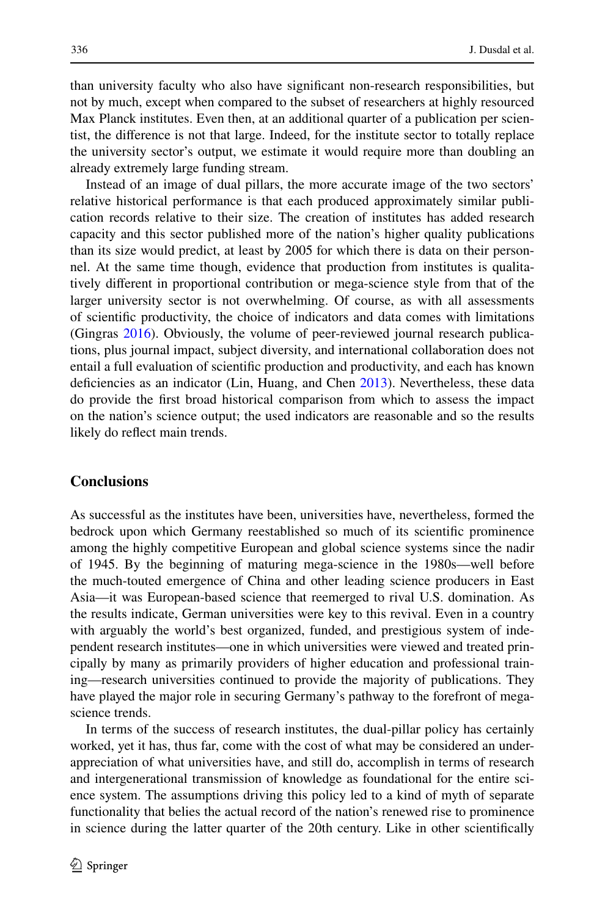than university faculty who also have significant non-research responsibilities, but not by much, except when compared to the subset of researchers at highly resourced Max Planck institutes. Even then, at an additional quarter of a publication per scientist, the difference is not that large. Indeed, for the institute sector to totally replace the university sector's output, we estimate it would require more than doubling an already extremely large funding stream.

Instead of an image of dual pillars, the more accurate image of the two sectors' relative historical performance is that each produced approximately similar publication records relative to their size. The creation of institutes has added research capacity and this sector published more of the nation's higher quality publications than its size would predict, at least by 2005 for which there is data on their personnel. At the same time though, evidence that production from institutes is qualitatively different in proportional contribution or mega-science style from that of the larger university sector is not overwhelming. Of course, as with all assessments of scientific productivity, the choice of indicators and data comes with limitations (Gingras 2016). Obviously, the volume of peer-reviewed journal research publications, plus journal impact, subject diversity, and international collaboration does not entail a full evaluation of scientific production and productivity, and each has known deficiencies as an indicator (Lin, Huang, and Chen 2013). Nevertheless, these data do provide the first broad historical comparison from which to assess the impact on the nation's science output; the used indicators are reasonable and so the results likely do reflect main trends.

## Conclusions

As successful as the institutes have been, universities have, nevertheless, formed the bedrock upon which Germany reestablished so much of its scientific prominence among the highly competitive European and global science systems since the nadir of 1945. By the beginning of maturing mega-science in the 1980s—well before the much-touted emergence of China and other leading science producers in East Asia—it was European-based science that reemerged to rival U.S. domination. As the results indicate, German universities were key to this revival. Even in a country with arguably the world's best organized, funded, and prestigious system of independent research institutes—one in which universities were viewed and treated principally by many as primarily providers of higher education and professional training—research universities continued to provide the majority of publications. They have played the major role in securing Germany's pathway to the forefront of mega-science trends.

In terms of the success of research institutes, the dual-pillar policy has certainly worked, yet it has, thus far, come with the cost of what may be considered an under-appreciation of what universities have, and still do, accomplish in terms of research and intergenerational transmission of knowledge as foundational for the entire science system. The assumptions driving this policy led to a kind of myth of separate functionality that belies the actual record of the nation's renewed rise to prominence in science during the latter quarter of the 20th century. Like in other scientifically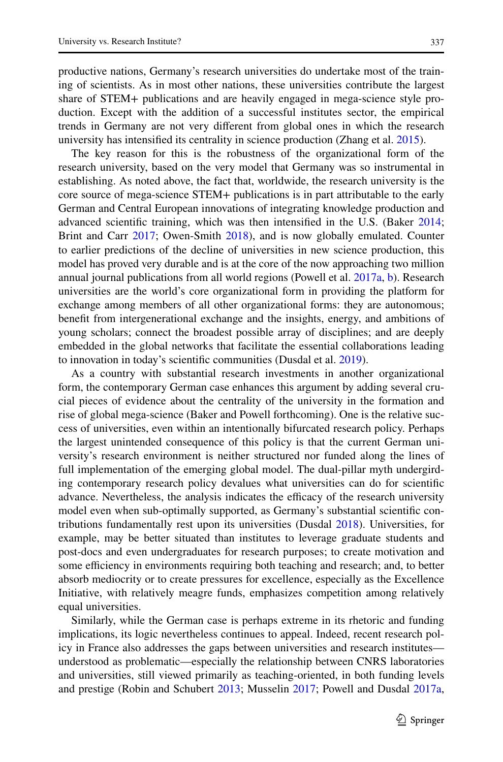productive nations, Germany's research universities do undertake most of the training of scientists. As in most other nations, these universities contribute the largest share of STEM+ publications and are heavily engaged in mega-science style production. Except with the addition of a successful institutes sector, the empirical trends in Germany are not very different from global ones in which the research university has intensified its centrality in science production (Zhang et al. 2015).

The key reason for this is the robustness of the organizational form of the research university, based on the very model that Germany was so instrumental in establishing. As noted above, the fact that, worldwide, the research university is the core source of mega-science STEM+ publications is in part attributable to the early German and Central European innovations of integrating knowledge production and advanced scientific training, which was then intensified in the U.S. (Baker 2014; Brint and Carr 2017; Owen-Smith 2018), and is now globally emulated. Counter to earlier predictions of the decline of universities in new science production, this model has proved very durable and is at the core of the now approaching two million annual journal publications from all world regions (Powell et al. 2017a, b). Research universities are the world's core organizational form in providing the platform for exchange among members of all other organizational forms: they are autonomous; benefit from intergenerational exchange and the insights, energy, and ambitions of young scholars; connect the broadest possible array of disciplines; and are deeply embedded in the global networks that facilitate the essential collaborations leading to innovation in today's scientific communities (Dusdal et al. 2019).

As a country with substantial research investments in another organizational form, the contemporary German case enhances this argument by adding several crucial pieces of evidence about the centrality of the university in the formation and rise of global mega-science (Baker and Powell forthcoming). One is the relative success of universities, even within an intentionally bifurcated research policy. Perhaps the largest unintended consequence of this policy is that the current German university's research environment is neither structured nor funded along the lines of full implementation of the emerging global model. The dual-pillar myth undergirding contemporary research policy devalues what universities can do for scientific advance. Nevertheless, the analysis indicates the efficacy of the research university model even when sub-optimally supported, as Germany's substantial scientific contributions fundamentally rest upon its universities (Dusdal 2018). Universities, for example, may be better situated than institutes to leverage graduate students and post-docs and even undergraduates for research purposes; to create motivation and some efficiency in environments requiring both teaching and research; and, to better absorb mediocrity or to create pressures for excellence, especially as the Excellence Initiative, with relatively meagre funds, emphasizes competition among relatively equal universities.

Similarly, while the German case is perhaps extreme in its rhetoric and funding implications, its logic nevertheless continues to appeal. Indeed, recent research policy in France also addresses the gaps between universities and research institutes—understood as problematic—especially the relationship between CNRS laboratories and universities, still viewed primarily as teaching-oriented, in both funding levels and prestige (Robin and Schubert 2013; Musselin 2017; Powell and Dusdal 2017a,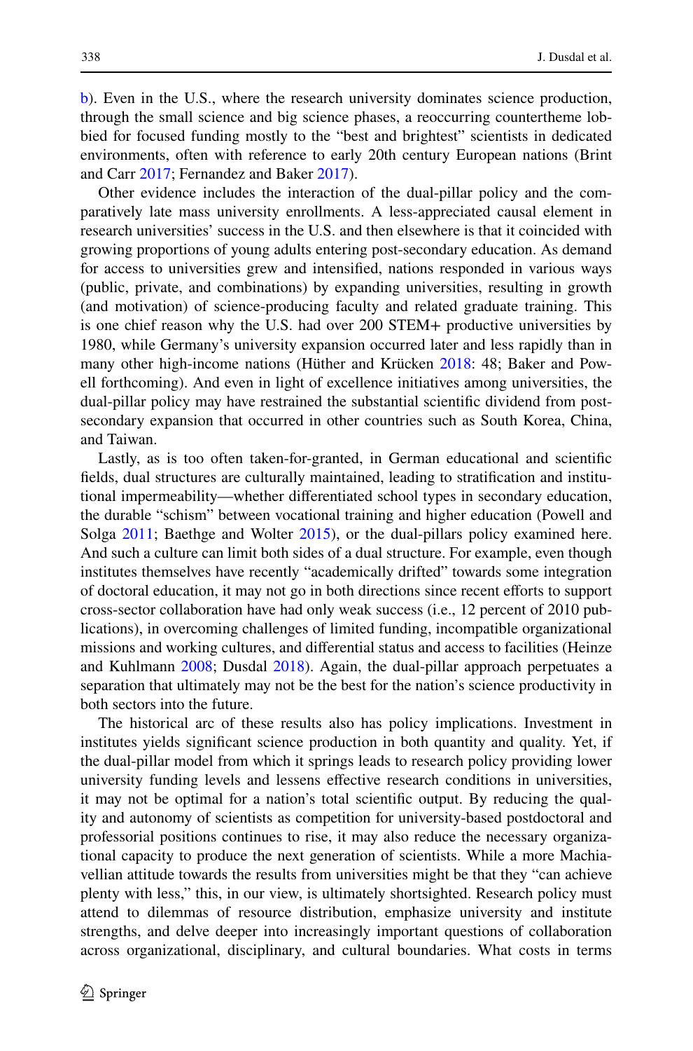b). Even in the U.S., where the research university dominates science production, through the small science and big science phases, a reoccurring countertheme lobbied for focused funding mostly to the "best and brightest" scientists in dedicated environments, often with reference to early 20th century European nations (Brint and Carr 2017; Fernandez and Baker 2017).

Other evidence includes the interaction of the dual-pillar policy and the comparatively late mass university enrollments. A less-appreciated causal element in research universities' success in the U.S. and then elsewhere is that it coincided with growing proportions of young adults entering post-secondary education. As demand for access to universities grew and intensified, nations responded in various ways (public, private, and combinations) by expanding universities, resulting in growth (and motivation) of science-producing faculty and related graduate training. This is one chief reason why the U.S. had over 200 STEM+ productive universities by 1980, while Germany's university expansion occurred later and less rapidly than in many other high-income nations (Hüther and Krücken 2018: 48; Baker and Powell forthcoming). And even in light of excellence initiatives among universities, the dual-pillar policy may have restrained the substantial scientific dividend from post-secondary expansion that occurred in other countries such as South Korea, China, and Taiwan.

Lastly, as is too often taken-for-granted, in German educational and scientific fields, dual structures are culturally maintained, leading to stratification and institutional impermeability—whether differentiated school types in secondary education, the durable "schism" between vocational training and higher education (Powell and Solga 2011; Baethge and Wolter 2015), or the dual-pillars policy examined here. And such a culture can limit both sides of a dual structure. For example, even though institutes themselves have recently "academically drifted" towards some integration of doctoral education, it may not go in both directions since recent efforts to support cross-sector collaboration have had only weak success (i.e., 12 percent of 2010 publications), in overcoming challenges of limited funding, incompatible organizational missions and working cultures, and differential status and access to facilities (Heinze and Kuhlmann 2008; Dusdal 2018). Again, the dual-pillar approach perpetuates a separation that ultimately may not be the best for the nation's science productivity in both sectors into the future.

The historical arc of these results also has policy implications. Investment in institutes yields significant science production in both quantity and quality. Yet, if the dual-pillar model from which it springs leads to research policy providing lower university funding levels and lessens effective research conditions in universities, it may not be optimal for a nation's total scientific output. By reducing the quality and autonomy of scientists as competition for university-based postdoctoral and professorial positions continues to rise, it may also reduce the necessary organizational capacity to produce the next generation of scientists. While a more Machiavellian attitude towards the results from universities might be that they "can achieve plenty with less," this, in our view, is ultimately shortsighted. Research policy must attend to dilemmas of resource distribution, emphasize university and institute strengths, and delve deeper into increasingly important questions of collaboration across organizational, disciplinary, and cultural boundaries. What costs in terms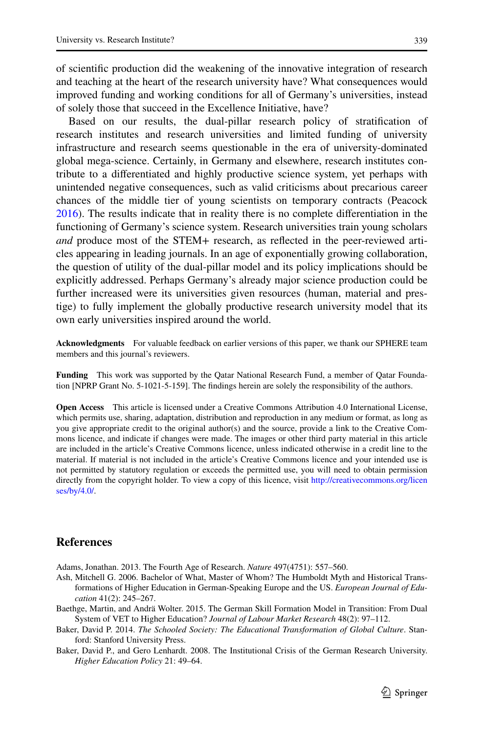of scientific production did the weakening of the innovative integration of research and teaching at the heart of the research university have? What consequences would improved funding and working conditions for all of Germany's universities, instead of solely those that succeed in the Excellence Initiative, have?

Based on our results, the dual-pillar research policy of stratification of research institutes and research universities and limited funding of university infrastructure and research seems questionable in the era of university-dominated global mega-science. Certainly, in Germany and elsewhere, research institutes contribute to a differentiated and highly productive science system, yet perhaps with unintended negative consequences, such as valid criticisms about precarious career chances of the middle tier of young scientists on temporary contracts (Peacock 2016). The results indicate that in reality there is no complete differentiation in the functioning of Germany's science system. Research universities train young scholars *and* produce most of the STEM+ research, as reflected in the peer-reviewed articles appearing in leading journals. In an age of exponentially growing collaboration, the question of utility of the dual-pillar model and its policy implications should be explicitly addressed. Perhaps Germany's already major science production could be further increased were its universities given resources (human, material and prestige) to fully implement the globally productive research university model that its own early universities inspired around the world.

**Acknowledgments** For valuable feedback on earlier versions of this paper, we thank our SPHERE team members and this journal's reviewers.

**Funding** This work was supported by the Qatar National Research Fund, a member of Qatar Foundation [NPRP Grant No. 5-1021-5-159]. The findings herein are solely the responsibility of the authors.

**Open Access** This article is licensed under a Creative Commons Attribution 4.0 International License, which permits use, sharing, adaptation, distribution and reproduction in any medium or format, as long as you give appropriate credit to the original author(s) and the source, provide a link to the Creative Commons licence, and indicate if changes were made. The images or other third party material in this article are included in the article's Creative Commons licence, unless indicated otherwise in a credit line to the material. If material is not included in the article's Creative Commons licence and your intended use is not permitted by statutory regulation or exceeds the permitted use, you will need to obtain permission directly from the copyright holder. To view a copy of this licence, visit http://creativecommons.org/licenses/by/4.0/.

## References

Adams, Jonathan. 2013. The Fourth Age of Research. *Nature* 497(4751): 557–560.

Ash, Mitchell G. 2006. Bachelor of What, Master of Whom? The Humboldt Myth and Historical Transformations of Higher Education in German-Speaking Europe and the US. *European Journal of Education* 41(2): 245–267.

Baethge, Martin, and Andrä Wolter. 2015. The German Skill Formation Model in Transition: From Dual System of VET to Higher Education? *Journal of Labour Market Research* 48(2): 97–112.

Baker, David P. 2014. *The Schooled Society: The Educational Transformation of Global Culture*. Stanford: Stanford University Press.

Baker, David P., and Gero Lenhardt. 2008. The Institutional Crisis of the German Research University. *Higher Education Policy* 21: 49–64.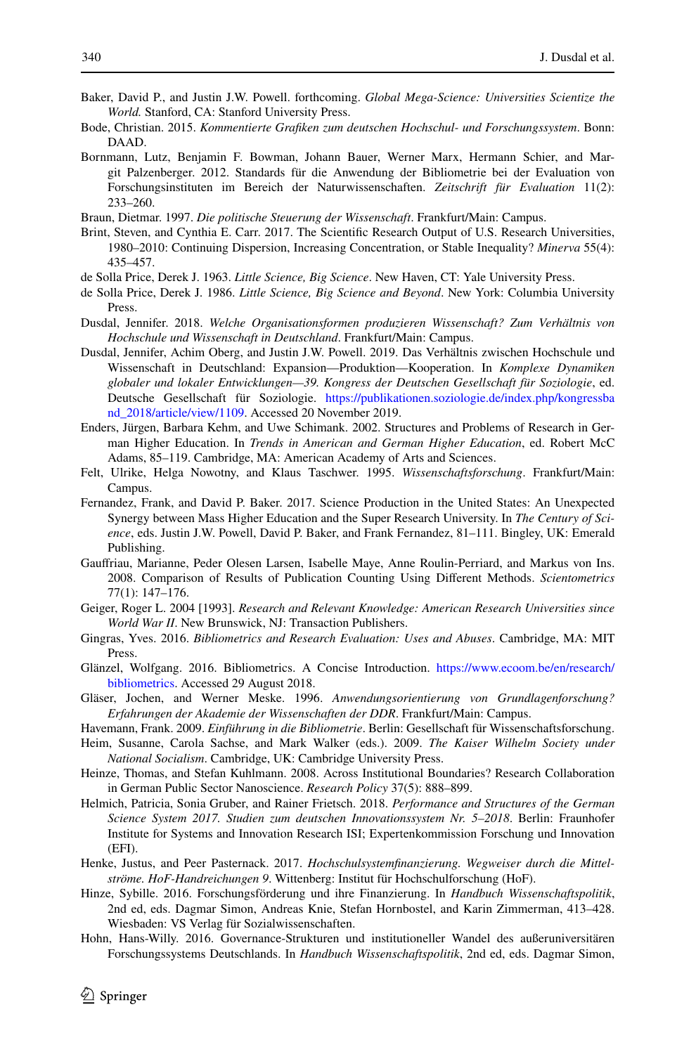Baker, David P., and Justin J.W. Powell. forthcoming. *Global Mega-Science: Universities Scientize the World.* Stanford, CA: Stanford University Press.

Bode, Christian. 2015. *Kommentierte Grafiken zum deutschen Hochschul- und Forschungssystem*. Bonn: DAAD.

Bornmann, Lutz, Benjamin F. Bowman, Johann Bauer, Werner Marx, Hermann Schier, and Margit Palzenberger. 2012. Standards für die Anwendung der Bibliometrie bei der Evaluation von Forschungsinstituten im Bereich der Naturwissenschaften. *Zeitschrift für Evaluation* 11(2): 233–260.

Braun, Dietmar. 1997. *Die politische Steuerung der Wissenschaft*. Frankfurt/Main: Campus.

Brint, Steven, and Cynthia E. Carr. 2017. The Scientific Research Output of U.S. Research Universities, 1980–2010: Continuing Dispersion, Increasing Concentration, or Stable Inequality? *Minerva* 55(4): 435–457.

de Solla Price, Derek J. 1963. *Little Science, Big Science*. New Haven, CT: Yale University Press.

de Solla Price, Derek J. 1986. *Little Science, Big Science and Beyond*. New York: Columbia University Press.

Dusdal, Jennifer. 2018. *Welche Organisationsformen produzieren Wissenschaft? Zum Verhältnis von Hochschule und Wissenschaft in Deutschland*. Frankfurt/Main: Campus.

Dusdal, Jennifer, Achim Oberg, and Justin J.W. Powell. 2019. Das Verhältnis zwischen Hochschule und Wissenschaft in Deutschland: Expansion—Produktion—Kooperation. In *Komplexe Dynamiken globaler und lokaler Entwicklungen—39. Kongress der Deutschen Gesellschaft für Soziologie*, ed. Deutsche Gesellschaft für Soziologie. https://publikationen.soziologie.de/index.php/kongressband_2018/article/view/1109. Accessed 20 November 2019.

Enders, Jürgen, Barbara Kehm, and Uwe Schimank. 2002. Structures and Problems of Research in German Higher Education. In *Trends in American and German Higher Education*, ed. Robert McC Adams, 85–119. Cambridge, MA: American Academy of Arts and Sciences.

Felt, Ulrike, Helga Nowotny, and Klaus Taschwer. 1995. *Wissenschaftsforschung*. Frankfurt/Main: Campus.

Fernandez, Frank, and David P. Baker. 2017. Science Production in the United States: An Unexpected Synergy between Mass Higher Education and the Super Research University. In *The Century of Science*, eds. Justin J.W. Powell, David P. Baker, and Frank Fernandez, 81–111. Bingley, UK: Emerald Publishing.

Gauffriau, Marianne, Peder Olesen Larsen, Isabelle Maye, Anne Roulin-Perriard, and Markus von Ins. 2008. Comparison of Results of Publication Counting Using Different Methods. *Scientometrics* 77(1): 147–176.

Geiger, Roger L. 2004 [1993]. *Research and Relevant Knowledge: American Research Universities since World War II*. New Brunswick, NJ: Transaction Publishers.

Gingras, Yves. 2016. *Bibliometrics and Research Evaluation: Uses and Abuses*. Cambridge, MA: MIT Press.

Glänzel, Wolfgang. 2016. Bibliometrics. A Concise Introduction. https://www.ecoom.be/en/research/bibliometrics. Accessed 29 August 2018.

Gläser, Jochen, and Werner Meske. 1996. *Anwendungsorientierung von Grundlagenforschung? Erfahrungen der Akademie der Wissenschaften der DDR*. Frankfurt/Main: Campus.

Havemann, Frank. 2009. *Einführung in die Bibliometrie*. Berlin: Gesellschaft für Wissenschaftsforschung.

Heim, Susanne, Carola Sachse, and Mark Walker (eds.). 2009. *The Kaiser Wilhelm Society under National Socialism*. Cambridge, UK: Cambridge University Press.

Heinze, Thomas, and Stefan Kuhlmann. 2008. Across Institutional Boundaries? Research Collaboration in German Public Sector Nanoscience. *Research Policy* 37(5): 888–899.

Helmich, Patricia, Sonia Gruber, and Rainer Frietsch. 2018. *Performance and Structures of the German Science System 2017. Studien zum deutschen Innovationssystem Nr. 5–2018*. Berlin: Fraunhofer Institute for Systems and Innovation Research ISI; Expertenkommission Forschung und Innovation (EFI).

Henke, Justus, and Peer Pasternack. 2017. *Hochschulsystemfinanzierung. Wegweiser durch die Mittelströme. HoF-Handreichungen 9*. Wittenberg: Institut für Hochschulforschung (HoF).

Hinze, Sybille. 2016. Forschungsförderung und ihre Finanzierung. In *Handbuch Wissenschaftspolitik*, 2nd ed, eds. Dagmar Simon, Andreas Knie, Stefan Hornbostel, and Karin Zimmerman, 413–428. Wiesbaden: VS Verlag für Sozialwissenschaften.

Hohn, Hans-Willy. 2016. Governance-Strukturen und institutioneller Wandel des außeruniversitären Forschungssystems Deutschlands. In *Handbuch Wissenschaftspolitik*, 2nd ed, eds. Dagmar Simon,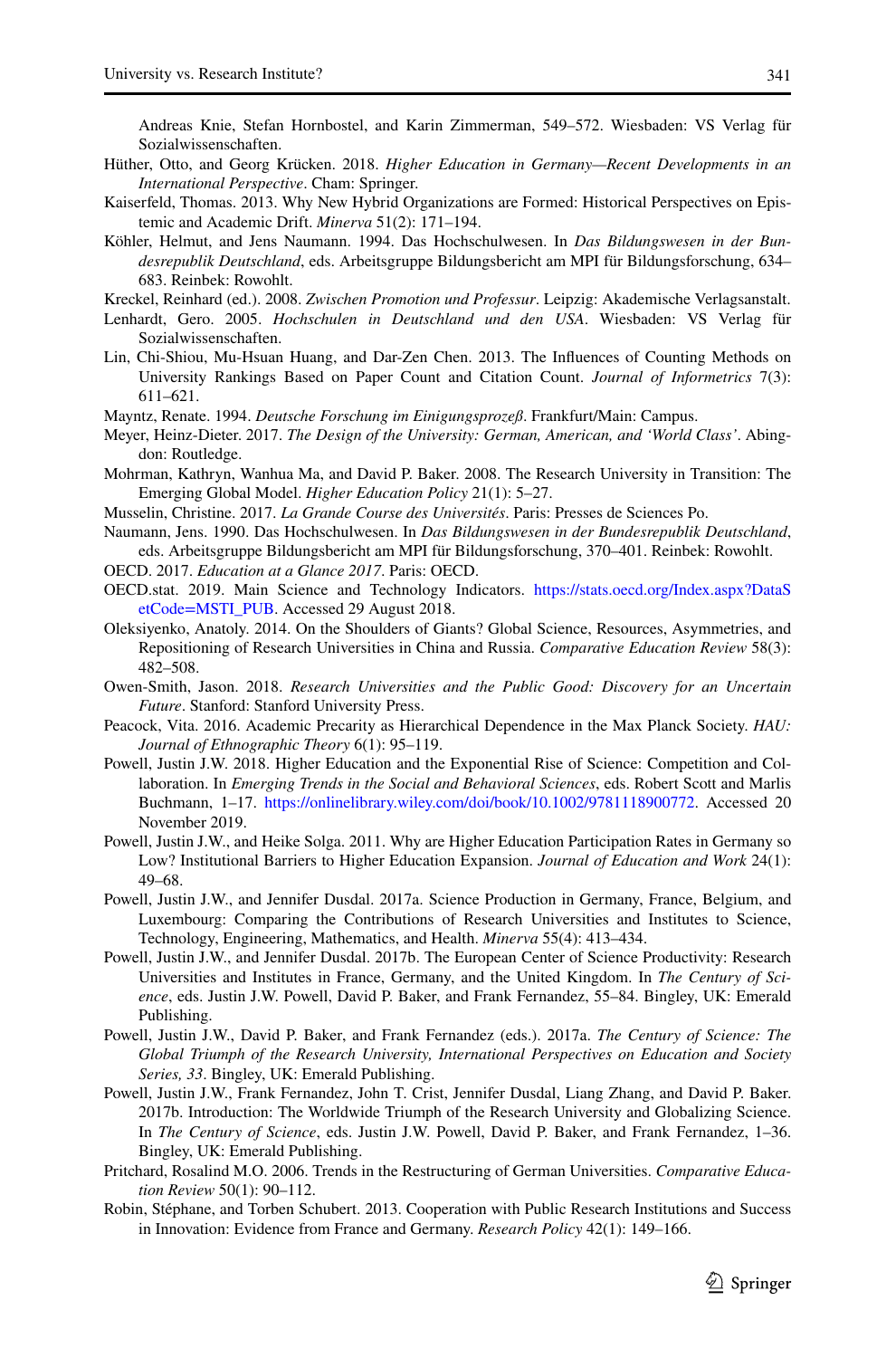Andreas Knie, Stefan Hornbostel, and Karin Zimmerman, 549–572. Wiesbaden: VS Verlag für Sozialwissenschaften.

Hüther, Otto, and Georg Krücken. 2018. *Higher Education in Germany—Recent Developments in an International Perspective*. Cham: Springer.

Kaiserfeld, Thomas. 2013. Why New Hybrid Organizations are Formed: Historical Perspectives on Epistemic and Academic Drift. *Minerva* 51(2): 171–194.

Köhler, Helmut, and Jens Naumann. 1994. Das Hochschulwesen. In *Das Bildungswesen in der Bundesrepublik Deutschland*, eds. Arbeitsgruppe Bildungsbericht am MPI für Bildungsforschung, 634–683. Reinbek: Rowohlt.

Kreckel, Reinhard (ed.). 2008. *Zwischen Promotion und Professur*. Leipzig: Akademische Verlagsanstalt.

Lenhardt, Gero. 2005. *Hochschulen in Deutschland und den USA*. Wiesbaden: VS Verlag für Sozialwissenschaften.

Lin, Chi-Shiou, Mu-Hsuan Huang, and Dar-Zen Chen. 2013. The Influences of Counting Methods on University Rankings Based on Paper Count and Citation Count. *Journal of Informetrics* 7(3): 611–621.

Mayntz, Renate. 1994. *Deutsche Forschung im Einigungsprozeß*. Frankfurt/Main: Campus.

Meyer, Heinz-Dieter. 2017. *The Design of the University: German, American, and 'World Class'*. Abingdon: Routledge.

Mohrman, Kathryn, Wanhua Ma, and David P. Baker. 2008. The Research University in Transition: The Emerging Global Model. *Higher Education Policy* 21(1): 5–27.

Musselin, Christine. 2017. *La Grande Course des Universités*. Paris: Presses de Sciences Po.

Naumann, Jens. 1990. Das Hochschulwesen. In *Das Bildungswesen in der Bundesrepublik Deutschland*, eds. Arbeitsgruppe Bildungsbericht am MPI für Bildungsforschung, 370–401. Reinbek: Rowohlt.

OECD. 2017. *Education at a Glance 2017*. Paris: OECD.

OECD.stat. 2019. Main Science and Technology Indicators. https://stats.oecd.org/Index.aspx?DataSetCode=MSTI_PUB. Accessed 29 August 2018.

Oleksiyenko, Anatoly. 2014. On the Shoulders of Giants? Global Science, Resources, Asymmetries, and Repositioning of Research Universities in China and Russia. *Comparative Education Review* 58(3): 482–508.

Owen-Smith, Jason. 2018. *Research Universities and the Public Good: Discovery for an Uncertain Future*. Stanford: Stanford University Press.

Peacock, Vita. 2016. Academic Precarity as Hierarchical Dependence in the Max Planck Society. *HAU: Journal of Ethnographic Theory* 6(1): 95–119.

Powell, Justin J.W. 2018. Higher Education and the Exponential Rise of Science: Competition and Collaboration. In *Emerging Trends in the Social and Behavioral Sciences*, eds. Robert Scott and Marlis Buchmann, 1–17. https://onlinelibrary.wiley.com/doi/book/10.1002/9781118900772. Accessed 20 November 2019.

Powell, Justin J.W., and Heike Solga. 2011. Why are Higher Education Participation Rates in Germany so Low? Institutional Barriers to Higher Education Expansion. *Journal of Education and Work* 24(1): 49–68.

Powell, Justin J.W., and Jennifer Dusdal. 2017a. Science Production in Germany, France, Belgium, and Luxembourg: Comparing the Contributions of Research Universities and Institutes to Science, Technology, Engineering, Mathematics, and Health. *Minerva* 55(4): 413–434.

Powell, Justin J.W., and Jennifer Dusdal. 2017b. The European Center of Science Productivity: Research Universities and Institutes in France, Germany, and the United Kingdom. In *The Century of Science*, eds. Justin J.W. Powell, David P. Baker, and Frank Fernandez, 55–84. Bingley, UK: Emerald Publishing.

Powell, Justin J.W., David P. Baker, and Frank Fernandez (eds.). 2017a. *The Century of Science: The Global Triumph of the Research University, International Perspectives on Education and Society Series, 33*. Bingley, UK: Emerald Publishing.

Powell, Justin J.W., Frank Fernandez, John T. Crist, Jennifer Dusdal, Liang Zhang, and David P. Baker. 2017b. Introduction: The Worldwide Triumph of the Research University and Globalizing Science. In *The Century of Science*, eds. Justin J.W. Powell, David P. Baker, and Frank Fernandez, 1–36. Bingley, UK: Emerald Publishing.

Pritchard, Rosalind M.O. 2006. Trends in the Restructuring of German Universities. *Comparative Education Review* 50(1): 90–112.

Robin, Stéphane, and Torben Schubert. 2013. Cooperation with Public Research Institutions and Success in Innovation: Evidence from France and Germany. *Research Policy* 42(1): 149–166.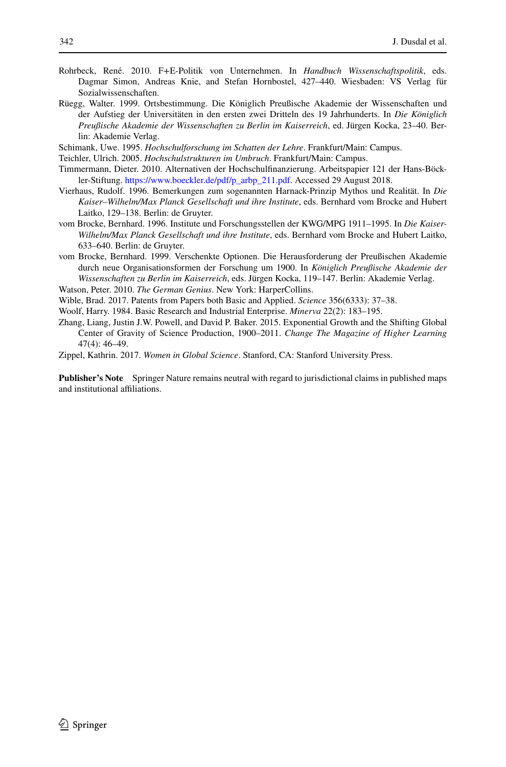Rohrbeck, René. 2010. F+E-Politik von Unternehmen. In *Handbuch Wissenschaftspolitik*, eds. Dagmar Simon, Andreas Knie, and Stefan Hornbostel, 427–440. Wiesbaden: VS Verlag für Sozialwissenschaften.

Rüegg, Walter. 1999. Ortsbestimmung. Die Königlich Preußische Akademie der Wissenschaften und der Aufstieg der Universitäten in den ersten zwei Dritteln des 19 Jahrhunderts. In *Die Königlich Preußische Akademie der Wissenschaften zu Berlin im Kaiserreich*, ed. Jürgen Kocka, 23–40. Berlin: Akademie Verlag.

Schimank, Uwe. 1995. *Hochschulforschung im Schatten der Lehre*. Frankfurt/Main: Campus.

Teichler, Ulrich. 2005. *Hochschulstrukturen im Umbruch*. Frankfurt/Main: Campus.

Timmermann, Dieter. 2010. Alternativen der Hochschulfinanzierung. Arbeitspapier 121 der Hans-Böckler-Stiftung. https://www.boeckler.de/pdf/p_arbp_211.pdf. Accessed 29 August 2018.

Vierhaus, Rudolf. 1996. Bemerkungen zum sogenannten Harnack-Prinzip Mythos und Realität. In *Die Kaiser–Wilhelm/Max Planck Gesellschaft und ihre Institute*, eds. Bernhard vom Brocke and Hubert Laitko, 129–138. Berlin: de Gruyter.

vom Brocke, Bernhard. 1996. Institute und Forschungsstellen der KWG/MPG 1911–1995. In *Die Kaiser-Wilhelm/Max Planck Gesellschaft und ihre Institute*, eds. Bernhard vom Brocke and Hubert Laitko, 633–640. Berlin: de Gruyter.

vom Brocke, Bernhard. 1999. Verschenkte Optionen. Die Herausforderung der Preußischen Akademie durch neue Organisationsformen der Forschung um 1900. In *Königlich Preußische Akademie der Wissenschaften zu Berlin im Kaiserreich*, eds. Jürgen Kocka, 119–147. Berlin: Akademie Verlag.

Watson, Peter. 2010. *The German Genius*. New York: HarperCollins.

Wible, Brad. 2017. Patents from Papers both Basic and Applied. *Science* 356(6333): 37–38.

Woolf, Harry. 1984. Basic Research and Industrial Enterprise. *Minerva* 22(2): 183–195.

Zhang, Liang, Justin J.W. Powell, and David P. Baker. 2015. Exponential Growth and the Shifting Global Center of Gravity of Science Production, 1900–2011. *Change The Magazine of Higher Learning* 47(4): 46–49.

Zippel, Kathrin. 2017. *Women in Global Science*. Stanford, CA: Stanford University Press.

**Publisher's Note** Springer Nature remains neutral with regard to jurisdictional claims in published maps and institutional affiliations.